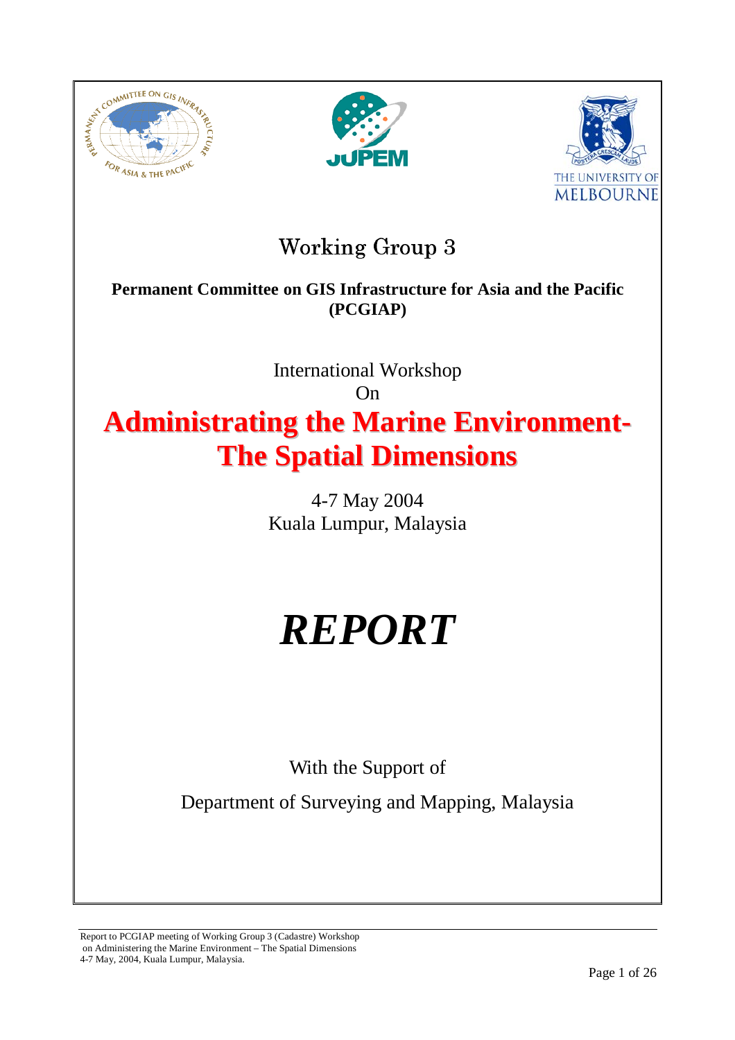# Working Group 3

**Permanent Committee on GIS Infrastructure for Asia and the Pacific (PCGIAP)**

International Workshop
On

# Administrating the Marine Environment- The Spatial Dimensions

4-7 May 2004
Kuala Lumpur, Malaysia

# *REPORT*

With the Support of

Department of Surveying and Mapping, Malaysia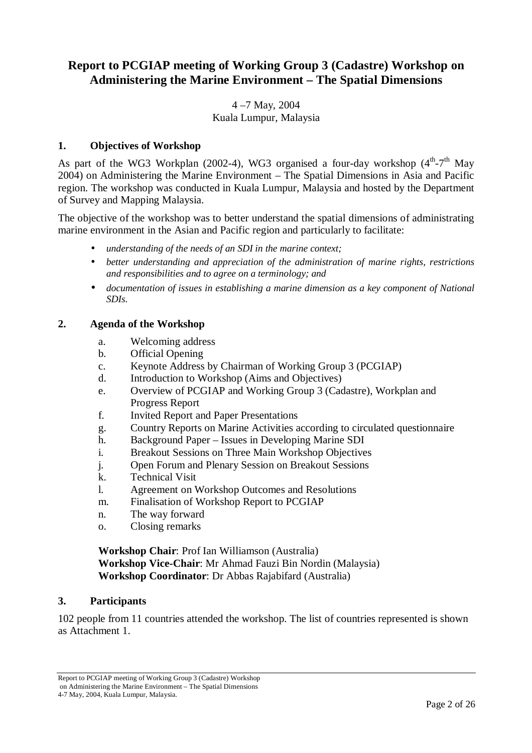# Report to PCGIAP meeting of Working Group 3 (Cadastre) Workshop on Administering the Marine Environment – The Spatial Dimensions

4 –7 May, 2004
Kuala Lumpur, Malaysia

## 1. Objectives of Workshop

As part of the WG3 Workplan (2002-4), WG3 organised a four-day workshop (4th-7th May 2004) on Administering the Marine Environment – The Spatial Dimensions in Asia and Pacific region. The workshop was conducted in Kuala Lumpur, Malaysia and hosted by the Department of Survey and Mapping Malaysia.

The objective of the workshop was to better understand the spatial dimensions of administrating marine environment in the Asian and Pacific region and particularly to facilitate:

- *understanding of the needs of an SDI in the marine context;*
- *better understanding and appreciation of the administration of marine rights, restrictions and responsibilities and to agree on a terminology; and*
- *documentation of issues in establishing a marine dimension as a key component of National SDIs.*

## 2. Agenda of the Workshop

a. Welcoming address
b. Official Opening
c. Keynote Address by Chairman of Working Group 3 (PCGIAP)
d. Introduction to Workshop (Aims and Objectives)
e. Overview of PCGIAP and Working Group 3 (Cadastre), Workplan and Progress Report
f. Invited Report and Paper Presentations
g. Country Reports on Marine Activities according to circulated questionnaire
h. Background Paper – Issues in Developing Marine SDI
i. Breakout Sessions on Three Main Workshop Objectives
j. Open Forum and Plenary Session on Breakout Sessions
k. Technical Visit
l. Agreement on Workshop Outcomes and Resolutions
m. Finalisation of Workshop Report to PCGIAP
n. The way forward
o. Closing remarks

**Workshop Chair**: Prof Ian Williamson (Australia)
**Workshop Vice-Chair**: Mr Ahmad Fauzi Bin Nordin (Malaysia)
**Workshop Coordinator**: Dr Abbas Rajabifard (Australia)

## 3. Participants

102 people from 11 countries attended the workshop. The list of countries represented is shown as Attachment 1.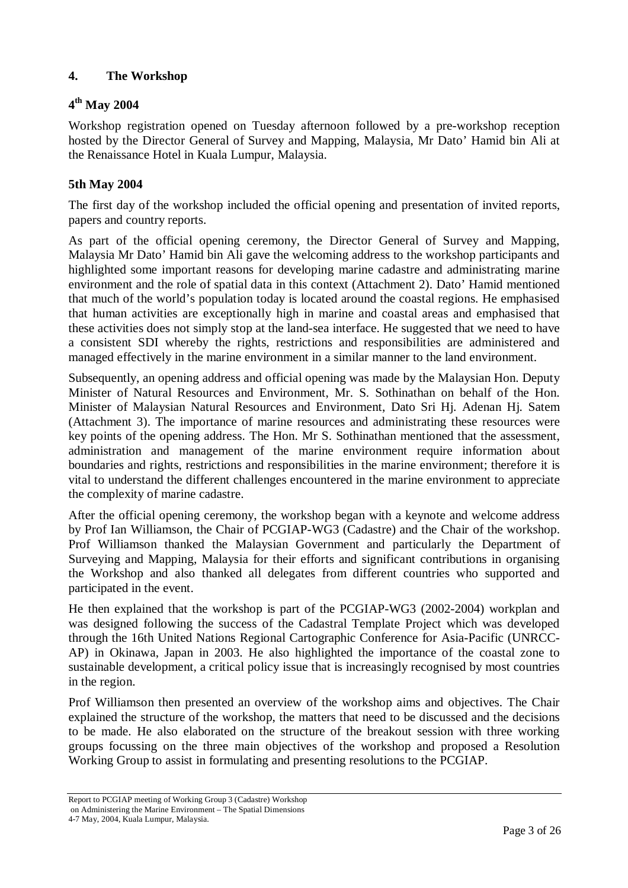## 4. The Workshop

### 4th May 2004

Workshop registration opened on Tuesday afternoon followed by a pre-workshop reception hosted by the Director General of Survey and Mapping, Malaysia, Mr Dato' Hamid bin Ali at the Renaissance Hotel in Kuala Lumpur, Malaysia.

### 5th May 2004

The first day of the workshop included the official opening and presentation of invited reports, papers and country reports.

As part of the official opening ceremony, the Director General of Survey and Mapping, Malaysia Mr Dato' Hamid bin Ali gave the welcoming address to the workshop participants and highlighted some important reasons for developing marine cadastre and administrating marine environment and the role of spatial data in this context (Attachment 2). Dato' Hamid mentioned that much of the world's population today is located around the coastal regions. He emphasised that human activities are exceptionally high in marine and coastal areas and emphasised that these activities does not simply stop at the land-sea interface. He suggested that we need to have a consistent SDI whereby the rights, restrictions and responsibilities are administered and managed effectively in the marine environment in a similar manner to the land environment.

Subsequently, an opening address and official opening was made by the Malaysian Hon. Deputy Minister of Natural Resources and Environment, Mr. S. Sothinathan on behalf of the Hon. Minister of Malaysian Natural Resources and Environment, Dato Sri Hj. Adenan Hj. Satem (Attachment 3). The importance of marine resources and administrating these resources were key points of the opening address. The Hon. Mr S. Sothinathan mentioned that the assessment, administration and management of the marine environment require information about boundaries and rights, restrictions and responsibilities in the marine environment; therefore it is vital to understand the different challenges encountered in the marine environment to appreciate the complexity of marine cadastre.

After the official opening ceremony, the workshop began with a keynote and welcome address by Prof Ian Williamson, the Chair of PCGIAP-WG3 (Cadastre) and the Chair of the workshop. Prof Williamson thanked the Malaysian Government and particularly the Department of Surveying and Mapping, Malaysia for their efforts and significant contributions in organising the Workshop and also thanked all delegates from different countries who supported and participated in the event.

He then explained that the workshop is part of the PCGIAP-WG3 (2002-2004) workplan and was designed following the success of the Cadastral Template Project which was developed through the 16th United Nations Regional Cartographic Conference for Asia-Pacific (UNRCC-AP) in Okinawa, Japan in 2003. He also highlighted the importance of the coastal zone to sustainable development, a critical policy issue that is increasingly recognised by most countries in the region.

Prof Williamson then presented an overview of the workshop aims and objectives. The Chair explained the structure of the workshop, the matters that need to be discussed and the decisions to be made. He also elaborated on the structure of the breakout session with three working groups focussing on the three main objectives of the workshop and proposed a Resolution Working Group to assist in formulating and presenting resolutions to the PCGIAP.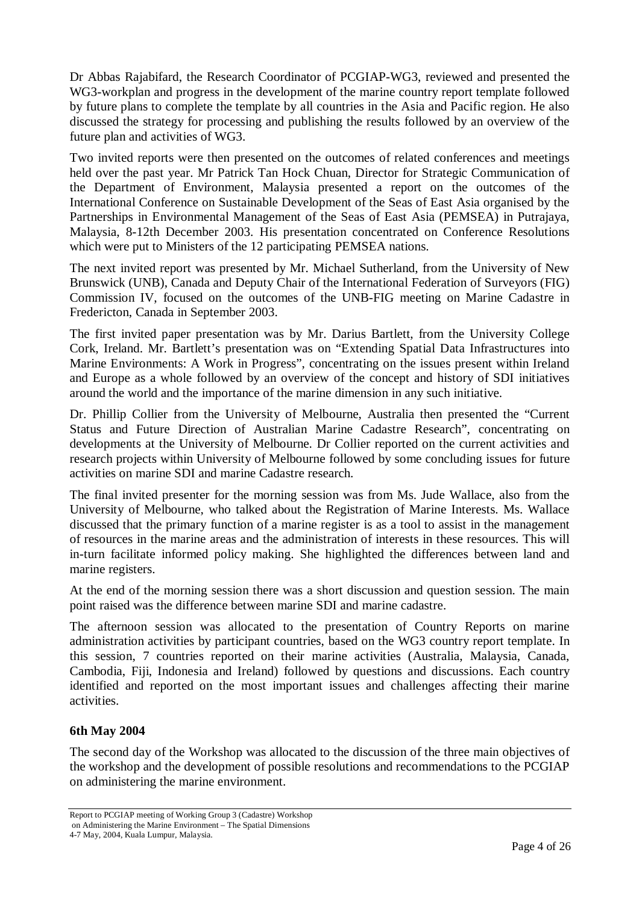Dr Abbas Rajabifard, the Research Coordinator of PCGIAP-WG3, reviewed and presented the WG3-workplan and progress in the development of the marine country report template followed by future plans to complete the template by all countries in the Asia and Pacific region. He also discussed the strategy for processing and publishing the results followed by an overview of the future plan and activities of WG3.

Two invited reports were then presented on the outcomes of related conferences and meetings held over the past year. Mr Patrick Tan Hock Chuan, Director for Strategic Communication of the Department of Environment, Malaysia presented a report on the outcomes of the International Conference on Sustainable Development of the Seas of East Asia organised by the Partnerships in Environmental Management of the Seas of East Asia (PEMSEA) in Putrajaya, Malaysia, 8-12th December 2003. His presentation concentrated on Conference Resolutions which were put to Ministers of the 12 participating PEMSEA nations.

The next invited report was presented by Mr. Michael Sutherland, from the University of New Brunswick (UNB), Canada and Deputy Chair of the International Federation of Surveyors (FIG) Commission IV, focused on the outcomes of the UNB-FIG meeting on Marine Cadastre in Fredericton, Canada in September 2003.

The first invited paper presentation was by Mr. Darius Bartlett, from the University College Cork, Ireland. Mr. Bartlett's presentation was on "Extending Spatial Data Infrastructures into Marine Environments: A Work in Progress", concentrating on the issues present within Ireland and Europe as a whole followed by an overview of the concept and history of SDI initiatives around the world and the importance of the marine dimension in any such initiative.

Dr. Phillip Collier from the University of Melbourne, Australia then presented the "Current Status and Future Direction of Australian Marine Cadastre Research", concentrating on developments at the University of Melbourne. Dr Collier reported on the current activities and research projects within University of Melbourne followed by some concluding issues for future activities on marine SDI and marine Cadastre research.

The final invited presenter for the morning session was from Ms. Jude Wallace, also from the University of Melbourne, who talked about the Registration of Marine Interests. Ms. Wallace discussed that the primary function of a marine register is as a tool to assist in the management of resources in the marine areas and the administration of interests in these resources. This will in-turn facilitate informed policy making. She highlighted the differences between land and marine registers.

At the end of the morning session there was a short discussion and question session. The main point raised was the difference between marine SDI and marine cadastre.

The afternoon session was allocated to the presentation of Country Reports on marine administration activities by participant countries, based on the WG3 country report template. In this session, 7 countries reported on their marine activities (Australia, Malaysia, Canada, Cambodia, Fiji, Indonesia and Ireland) followed by questions and discussions. Each country identified and reported on the most important issues and challenges affecting their marine activities.

### 6th May 2004

The second day of the Workshop was allocated to the discussion of the three main objectives of the workshop and the development of possible resolutions and recommendations to the PCGIAP on administering the marine environment.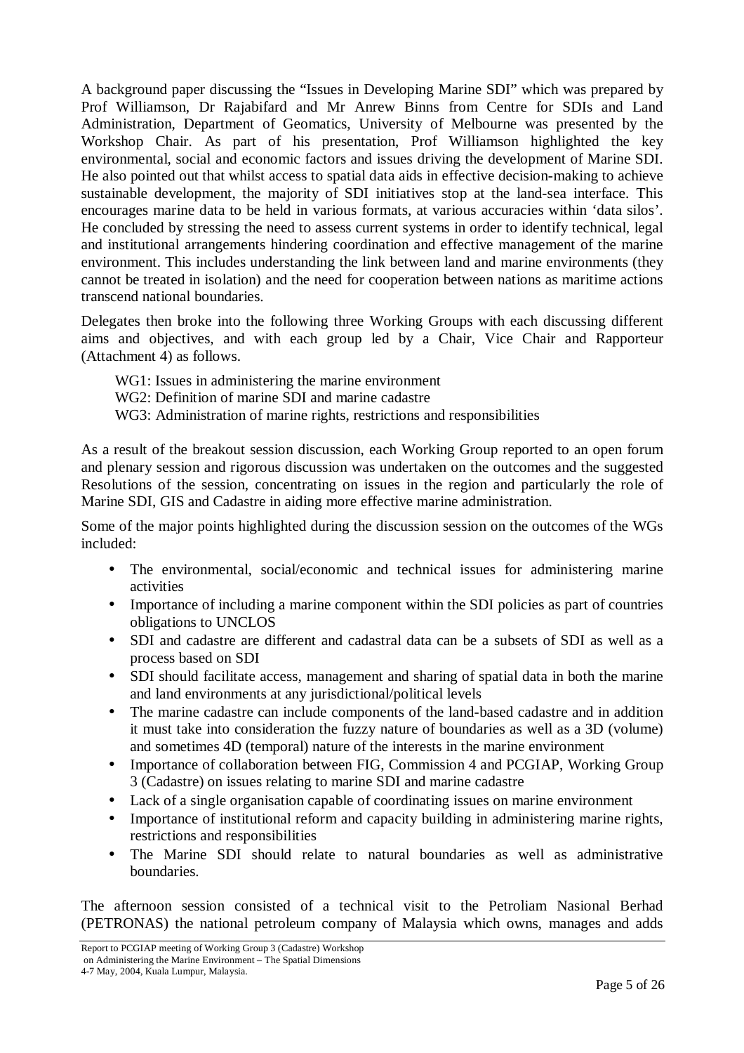A background paper discussing the "Issues in Developing Marine SDI" which was prepared by Prof Williamson, Dr Rajabifard and Mr Anrew Binns from Centre for SDIs and Land Administration, Department of Geomatics, University of Melbourne was presented by the Workshop Chair. As part of his presentation, Prof Williamson highlighted the key environmental, social and economic factors and issues driving the development of Marine SDI. He also pointed out that whilst access to spatial data aids in effective decision-making to achieve sustainable development, the majority of SDI initiatives stop at the land-sea interface. This encourages marine data to be held in various formats, at various accuracies within 'data silos'. He concluded by stressing the need to assess current systems in order to identify technical, legal and institutional arrangements hindering coordination and effective management of the marine environment. This includes understanding the link between land and marine environments (they cannot be treated in isolation) and the need for cooperation between nations as maritime actions transcend national boundaries.

Delegates then broke into the following three Working Groups with each discussing different aims and objectives, and with each group led by a Chair, Vice Chair and Rapporteur (Attachment 4) as follows.

WG1: Issues in administering the marine environment
WG2: Definition of marine SDI and marine cadastre
WG3: Administration of marine rights, restrictions and responsibilities

As a result of the breakout session discussion, each Working Group reported to an open forum and plenary session and rigorous discussion was undertaken on the outcomes and the suggested Resolutions of the session, concentrating on issues in the region and particularly the role of Marine SDI, GIS and Cadastre in aiding more effective marine administration.

Some of the major points highlighted during the discussion session on the outcomes of the WGs included:

- The environmental, social/economic and technical issues for administering marine activities
- Importance of including a marine component within the SDI policies as part of countries obligations to UNCLOS
- SDI and cadastre are different and cadastral data can be a subsets of SDI as well as a process based on SDI
- SDI should facilitate access, management and sharing of spatial data in both the marine and land environments at any jurisdictional/political levels
- The marine cadastre can include components of the land-based cadastre and in addition it must take into consideration the fuzzy nature of boundaries as well as a 3D (volume) and sometimes 4D (temporal) nature of the interests in the marine environment
- Importance of collaboration between FIG, Commission 4 and PCGIAP, Working Group 3 (Cadastre) on issues relating to marine SDI and marine cadastre
- Lack of a single organisation capable of coordinating issues on marine environment
- Importance of institutional reform and capacity building in administering marine rights, restrictions and responsibilities
- The Marine SDI should relate to natural boundaries as well as administrative boundaries.

The afternoon session consisted of a technical visit to the Petroliam Nasional Berhad (PETRONAS) the national petroleum company of Malaysia which owns, manages and adds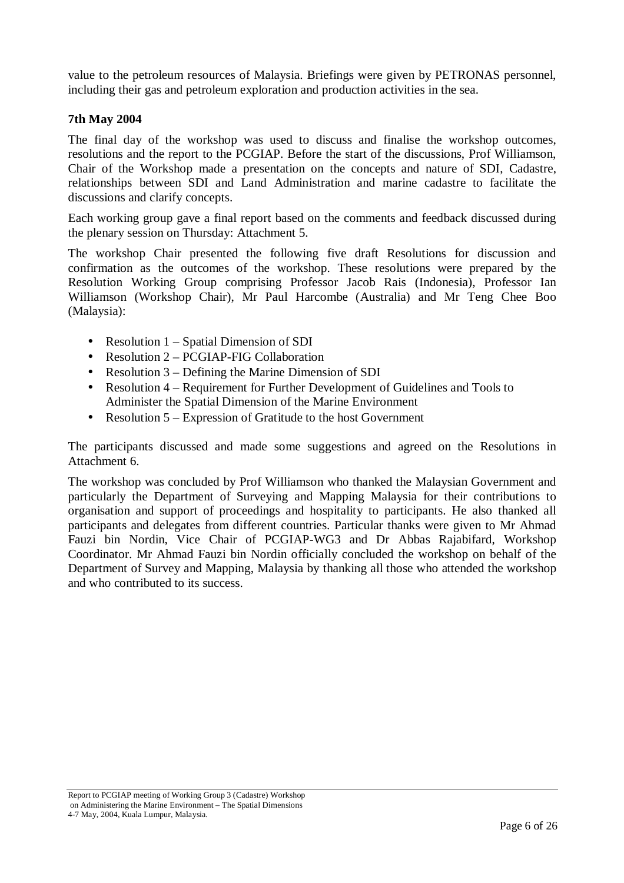value to the petroleum resources of Malaysia. Briefings were given by PETRONAS personnel, including their gas and petroleum exploration and production activities in the sea.

**7th May 2004**

The final day of the workshop was used to discuss and finalise the workshop outcomes, resolutions and the report to the PCGIAP. Before the start of the discussions, Prof Williamson, Chair of the Workshop made a presentation on the concepts and nature of SDI, Cadastre, relationships between SDI and Land Administration and marine cadastre to facilitate the discussions and clarify concepts.

Each working group gave a final report based on the comments and feedback discussed during the plenary session on Thursday: Attachment 5.

The workshop Chair presented the following five draft Resolutions for discussion and confirmation as the outcomes of the workshop. These resolutions were prepared by the Resolution Working Group comprising Professor Jacob Rais (Indonesia), Professor Ian Williamson (Workshop Chair), Mr Paul Harcombe (Australia) and Mr Teng Chee Boo (Malaysia):

- Resolution 1 – Spatial Dimension of SDI
- Resolution 2 – PCGIAP-FIG Collaboration
- Resolution 3 – Defining the Marine Dimension of SDI
- Resolution 4 – Requirement for Further Development of Guidelines and Tools to Administer the Spatial Dimension of the Marine Environment
- Resolution 5 – Expression of Gratitude to the host Government

The participants discussed and made some suggestions and agreed on the Resolutions in Attachment 6.

The workshop was concluded by Prof Williamson who thanked the Malaysian Government and particularly the Department of Surveying and Mapping Malaysia for their contributions to organisation and support of proceedings and hospitality to participants. He also thanked all participants and delegates from different countries. Particular thanks were given to Mr Ahmad Fauzi bin Nordin, Vice Chair of PCGIAP-WG3 and Dr Abbas Rajabifard, Workshop Coordinator. Mr Ahmad Fauzi bin Nordin officially concluded the workshop on behalf of the Department of Survey and Mapping, Malaysia by thanking all those who attended the workshop and who contributed to its success.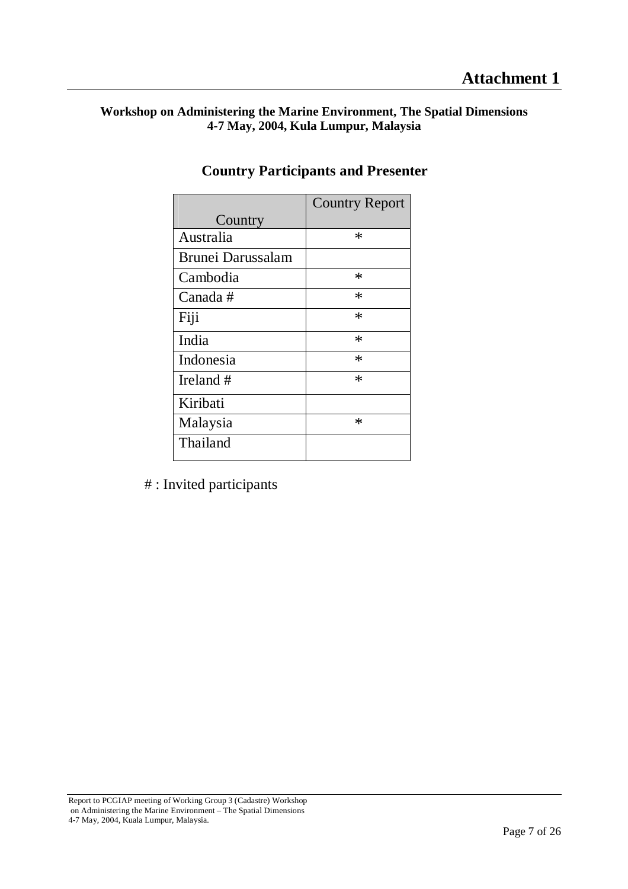# Attachment 1

**Workshop on Administering the Marine Environment, The Spatial Dimensions**
**4-7 May, 2004, Kula Lumpur, Malaysia**

## Country Participants and Presenter

| Country | Country Report |
|---|---|
| Australia | * |
| Brunei Darussalam | |
| Cambodia | * |
| Canada # | * |
| Fiji | * |
| India | * |
| Indonesia | * |
| Ireland # | * |
| Kiribati | |
| Malaysia | * |
| Thailand | |

# : Invited participants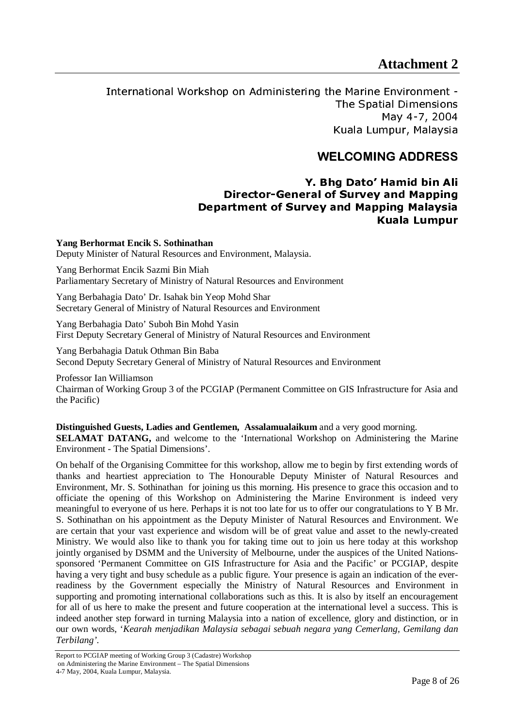# Attachment 2

International Workshop on Administering the Marine Environment - The Spatial Dimensions
May 4-7, 2004
Kuala Lumpur, Malaysia

## WELCOMING ADDRESS

### Y. Bhg Dato' Hamid bin Ali
### Director-General of Survey and Mapping
### Department of Survey and Mapping Malaysia
### Kuala Lumpur

**Yang Berhormat Encik S. Sothinathan**
Deputy Minister of Natural Resources and Environment, Malaysia.

Yang Berhormat Encik Sazmi Bin Miah
Parliamentary Secretary of Ministry of Natural Resources and Environment

Yang Berbahagia Dato' Dr. Isahak bin Yeop Mohd Shar
Secretary General of Ministry of Natural Resources and Environment

Yang Berbahagia Dato' Suboh Bin Mohd Yasin
First Deputy Secretary General of Ministry of Natural Resources and Environment

Yang Berbahagia Datuk Othman Bin Baba
Second Deputy Secretary General of Ministry of Natural Resources and Environment

Professor Ian Williamson
Chairman of Working Group 3 of the PCGIAP (Permanent Committee on GIS Infrastructure for Asia and the Pacific)

**Distinguished Guests, Ladies and Gentlemen, Assalamualaikum** and a very good morning.
**SELAMAT DATANG,** and welcome to the 'International Workshop on Administering the Marine Environment - The Spatial Dimensions'.

On behalf of the Organising Committee for this workshop, allow me to begin by first extending words of thanks and heartiest appreciation to The Honourable Deputy Minister of Natural Resources and Environment, Mr. S. Sothinathan for joining us this morning. His presence to grace this occasion and to officiate the opening of this Workshop on Administering the Marine Environment is indeed very meaningful to everyone of us here. Perhaps it is not too late for us to offer our congratulations to Y B Mr. S. Sothinathan on his appointment as the Deputy Minister of Natural Resources and Environment. We are certain that your vast experience and wisdom will be of great value and asset to the newly-created Ministry. We would also like to thank you for taking time out to join us here today at this workshop jointly organised by DSMM and the University of Melbourne, under the auspices of the United Nations-sponsored 'Permanent Committee on GIS Infrastructure for Asia and the Pacific' or PCGIAP, despite having a very tight and busy schedule as a public figure. Your presence is again an indication of the ever-readiness by the Government especially the Ministry of Natural Resources and Environment in supporting and promoting international collaborations such as this. It is also by itself an encouragement for all of us here to make the present and future cooperation at the international level a success. This is indeed another step forward in turning Malaysia into a nation of excellence, glory and distinction, or in our own words, '*Kearah menjadikan Malaysia sebagai sebuah negara yang Cemerlang, Gemilang dan Terbilang'*.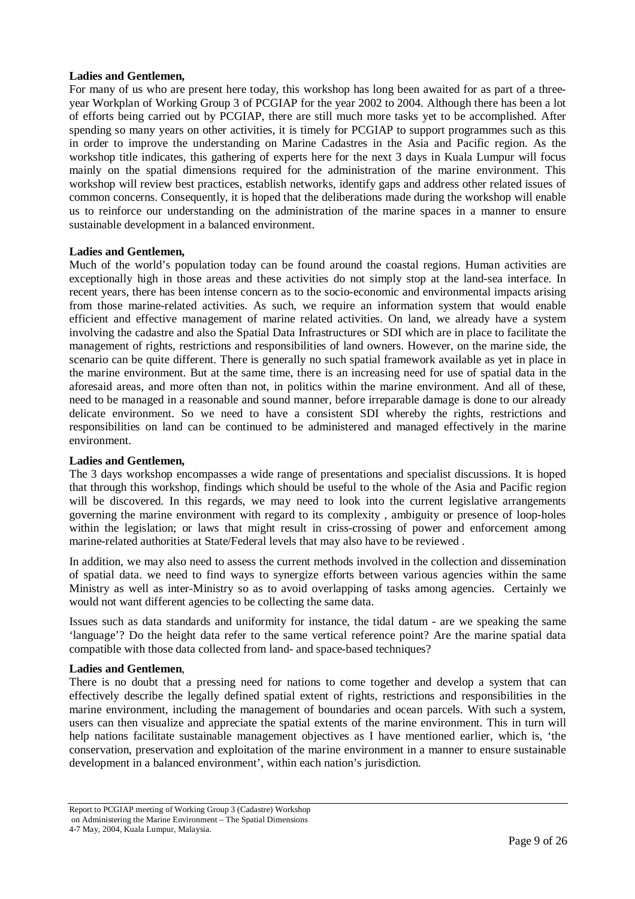**Ladies and Gentlemen,**

For many of us who are present here today, this workshop has long been awaited for as part of a three-year Workplan of Working Group 3 of PCGIAP for the year 2002 to 2004. Although there has been a lot of efforts being carried out by PCGIAP, there are still much more tasks yet to be accomplished. After spending so many years on other activities, it is timely for PCGIAP to support programmes such as this in order to improve the understanding on Marine Cadastres in the Asia and Pacific region. As the workshop title indicates, this gathering of experts here for the next 3 days in Kuala Lumpur will focus mainly on the spatial dimensions required for the administration of the marine environment. This workshop will review best practices, establish networks, identify gaps and address other related issues of common concerns. Consequently, it is hoped that the deliberations made during the workshop will enable us to reinforce our understanding on the administration of the marine spaces in a manner to ensure sustainable development in a balanced environment.

**Ladies and Gentlemen,**

Much of the world's population today can be found around the coastal regions. Human activities are exceptionally high in those areas and these activities do not simply stop at the land-sea interface. In recent years, there has been intense concern as to the socio-economic and environmental impacts arising from those marine-related activities. As such, we require an information system that would enable efficient and effective management of marine related activities. On land, we already have a system involving the cadastre and also the Spatial Data Infrastructures or SDI which are in place to facilitate the management of rights, restrictions and responsibilities of land owners. However, on the marine side, the scenario can be quite different. There is generally no such spatial framework available as yet in place in the marine environment. But at the same time, there is an increasing need for use of spatial data in the aforesaid areas, and more often than not, in politics within the marine environment. And all of these, need to be managed in a reasonable and sound manner, before irreparable damage is done to our already delicate environment. So we need to have a consistent SDI whereby the rights, restrictions and responsibilities on land can be continued to be administered and managed effectively in the marine environment.

**Ladies and Gentlemen,**

The 3 days workshop encompasses a wide range of presentations and specialist discussions. It is hoped that through this workshop, findings which should be useful to the whole of the Asia and Pacific region will be discovered. In this regards, we may need to look into the current legislative arrangements governing the marine environment with regard to its complexity , ambiguity or presence of loop-holes within the legislation; or laws that might result in criss-crossing of power and enforcement among marine-related authorities at State/Federal levels that may also have to be reviewed .

In addition, we may also need to assess the current methods involved in the collection and dissemination of spatial data. we need to find ways to synergize efforts between various agencies within the same Ministry as well as inter-Ministry so as to avoid overlapping of tasks among agencies. Certainly we would not want different agencies to be collecting the same data.

Issues such as data standards and uniformity for instance, the tidal datum - are we speaking the same 'language'? Do the height data refer to the same vertical reference point? Are the marine spatial data compatible with those data collected from land- and space-based techniques?

**Ladies and Gentlemen**,

There is no doubt that a pressing need for nations to come together and develop a system that can effectively describe the legally defined spatial extent of rights, restrictions and responsibilities in the marine environment, including the management of boundaries and ocean parcels. With such a system, users can then visualize and appreciate the spatial extents of the marine environment. This in turn will help nations facilitate sustainable management objectives as I have mentioned earlier, which is, 'the conservation, preservation and exploitation of the marine environment in a manner to ensure sustainable development in a balanced environment', within each nation's jurisdiction.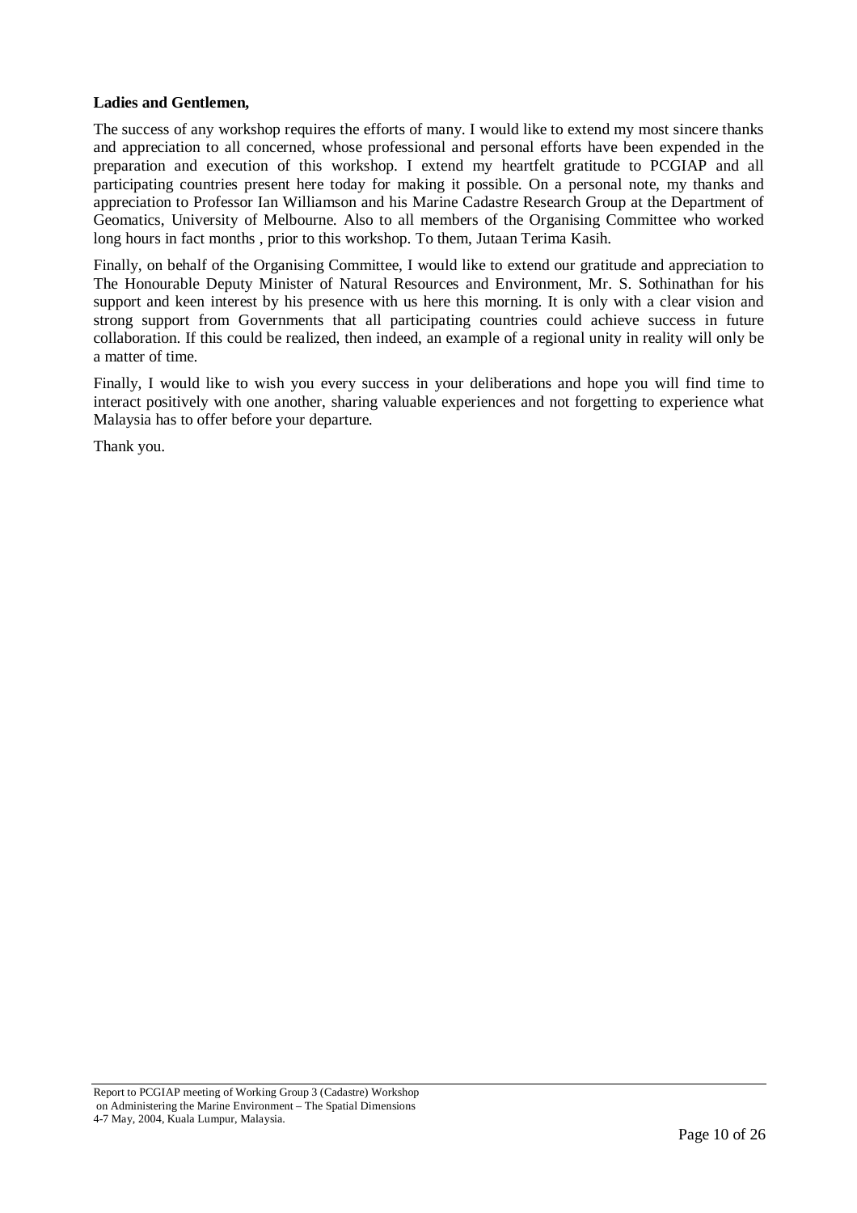**Ladies and Gentlemen,**

The success of any workshop requires the efforts of many. I would like to extend my most sincere thanks and appreciation to all concerned, whose professional and personal efforts have been expended in the preparation and execution of this workshop. I extend my heartfelt gratitude to PCGIAP and all participating countries present here today for making it possible. On a personal note, my thanks and appreciation to Professor Ian Williamson and his Marine Cadastre Research Group at the Department of Geomatics, University of Melbourne. Also to all members of the Organising Committee who worked long hours in fact months , prior to this workshop. To them, Jutaan Terima Kasih.

Finally, on behalf of the Organising Committee, I would like to extend our gratitude and appreciation to The Honourable Deputy Minister of Natural Resources and Environment, Mr. S. Sothinathan for his support and keen interest by his presence with us here this morning. It is only with a clear vision and strong support from Governments that all participating countries could achieve success in future collaboration. If this could be realized, then indeed, an example of a regional unity in reality will only be a matter of time.

Finally, I would like to wish you every success in your deliberations and hope you will find time to interact positively with one another, sharing valuable experiences and not forgetting to experience what Malaysia has to offer before your departure.

Thank you.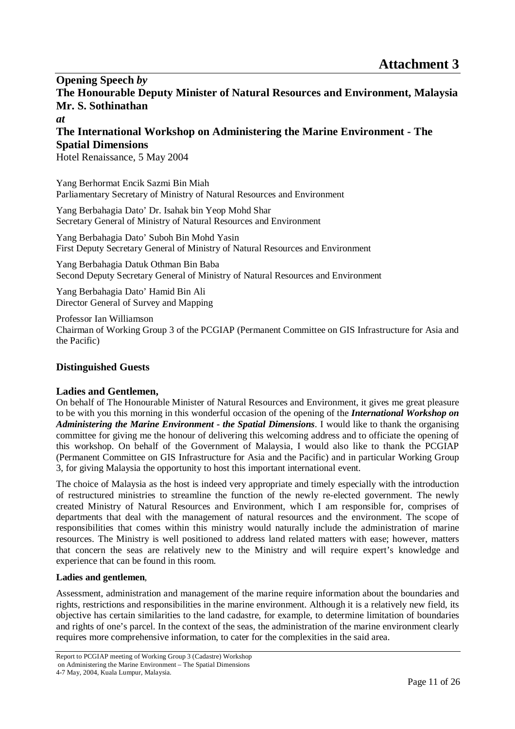# Attachment 3

**Opening Speech** ***by***
**The Honourable Deputy Minister of Natural Resources and Environment, Malaysia**
**Mr. S. Sothinathan**
***at***
**The International Workshop on Administering the Marine Environment - The Spatial Dimensions**
Hotel Renaissance, 5 May 2004

Yang Berhormat Encik Sazmi Bin Miah
Parliamentary Secretary of Ministry of Natural Resources and Environment

Yang Berbahagia Dato' Dr. Isahak bin Yeop Mohd Shar
Secretary General of Ministry of Natural Resources and Environment

Yang Berbahagia Dato' Suboh Bin Mohd Yasin
First Deputy Secretary General of Ministry of Natural Resources and Environment

Yang Berbahagia Datuk Othman Bin Baba
Second Deputy Secretary General of Ministry of Natural Resources and Environment

Yang Berbahagia Dato' Hamid Bin Ali
Director General of Survey and Mapping

Professor Ian Williamson
Chairman of Working Group 3 of the PCGIAP (Permanent Committee on GIS Infrastructure for Asia and the Pacific)

**Distinguished Guests**

**Ladies and Gentlemen,**
On behalf of The Honourable Minister of Natural Resources and Environment, it gives me great pleasure to be with you this morning in this wonderful occasion of the opening of the ***International Workshop on Administering the Marine Environment - the Spatial Dimensions***. I would like to thank the organising committee for giving me the honour of delivering this welcoming address and to officiate the opening of this workshop. On behalf of the Government of Malaysia, I would also like to thank the PCGIAP (Permanent Committee on GIS Infrastructure for Asia and the Pacific) and in particular Working Group 3, for giving Malaysia the opportunity to host this important international event.

The choice of Malaysia as the host is indeed very appropriate and timely especially with the introduction of restructured ministries to streamline the function of the newly re-elected government. The newly created Ministry of Natural Resources and Environment, which I am responsible for, comprises of departments that deal with the management of natural resources and the environment. The scope of responsibilities that comes within this ministry would naturally include the administration of marine resources. The Ministry is well positioned to address land related matters with ease; however, matters that concern the seas are relatively new to the Ministry and will require expert's knowledge and experience that can be found in this room.

**Ladies and gentlemen**,

Assessment, administration and management of the marine require information about the boundaries and rights, restrictions and responsibilities in the marine environment. Although it is a relatively new field, its objective has certain similarities to the land cadastre, for example, to determine limitation of boundaries and rights of one's parcel. In the context of the seas, the administration of the marine environment clearly requires more comprehensive information, to cater for the complexities in the said area.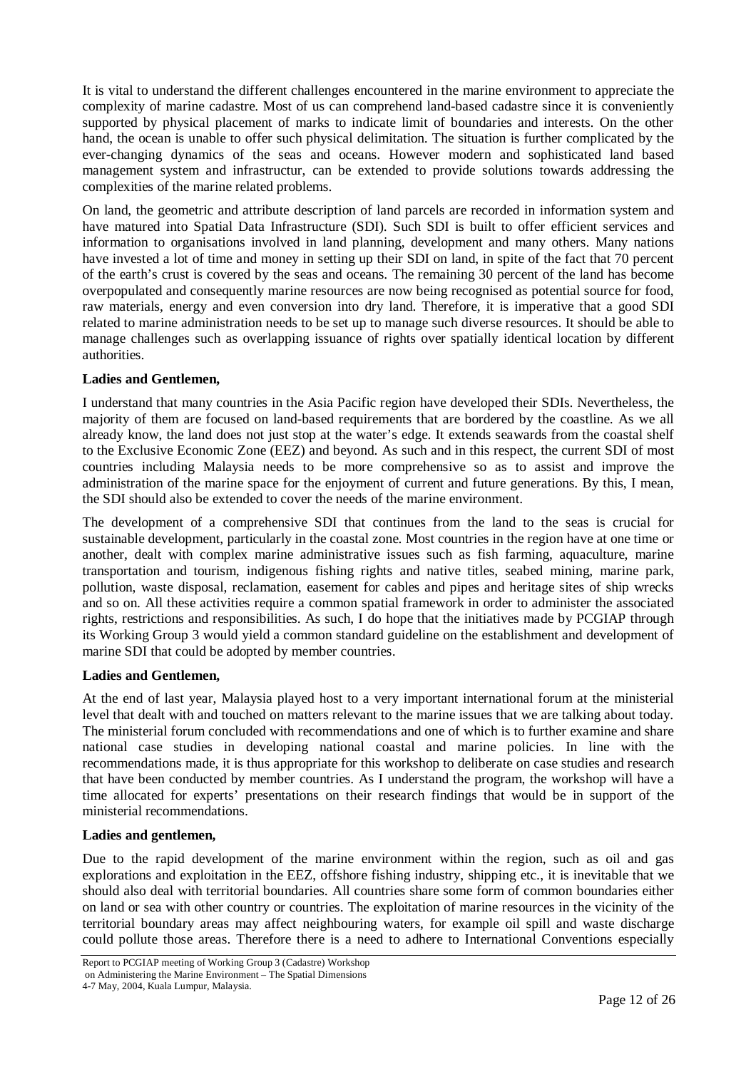It is vital to understand the different challenges encountered in the marine environment to appreciate the complexity of marine cadastre. Most of us can comprehend land-based cadastre since it is conveniently supported by physical placement of marks to indicate limit of boundaries and interests. On the other hand, the ocean is unable to offer such physical delimitation. The situation is further complicated by the ever-changing dynamics of the seas and oceans. However modern and sophisticated land based management system and infrastructur, can be extended to provide solutions towards addressing the complexities of the marine related problems.

On land, the geometric and attribute description of land parcels are recorded in information system and have matured into Spatial Data Infrastructure (SDI). Such SDI is built to offer efficient services and information to organisations involved in land planning, development and many others. Many nations have invested a lot of time and money in setting up their SDI on land, in spite of the fact that 70 percent of the earth's crust is covered by the seas and oceans. The remaining 30 percent of the land has become overpopulated and consequently marine resources are now being recognised as potential source for food, raw materials, energy and even conversion into dry land. Therefore, it is imperative that a good SDI related to marine administration needs to be set up to manage such diverse resources. It should be able to manage challenges such as overlapping issuance of rights over spatially identical location by different authorities.

**Ladies and Gentlemen,**

I understand that many countries in the Asia Pacific region have developed their SDIs. Nevertheless, the majority of them are focused on land-based requirements that are bordered by the coastline. As we all already know, the land does not just stop at the water's edge. It extends seawards from the coastal shelf to the Exclusive Economic Zone (EEZ) and beyond. As such and in this respect, the current SDI of most countries including Malaysia needs to be more comprehensive so as to assist and improve the administration of the marine space for the enjoyment of current and future generations. By this, I mean, the SDI should also be extended to cover the needs of the marine environment.

The development of a comprehensive SDI that continues from the land to the seas is crucial for sustainable development, particularly in the coastal zone. Most countries in the region have at one time or another, dealt with complex marine administrative issues such as fish farming, aquaculture, marine transportation and tourism, indigenous fishing rights and native titles, seabed mining, marine park, pollution, waste disposal, reclamation, easement for cables and pipes and heritage sites of ship wrecks and so on. All these activities require a common spatial framework in order to administer the associated rights, restrictions and responsibilities. As such, I do hope that the initiatives made by PCGIAP through its Working Group 3 would yield a common standard guideline on the establishment and development of marine SDI that could be adopted by member countries.

**Ladies and Gentlemen,**

At the end of last year, Malaysia played host to a very important international forum at the ministerial level that dealt with and touched on matters relevant to the marine issues that we are talking about today. The ministerial forum concluded with recommendations and one of which is to further examine and share national case studies in developing national coastal and marine policies. In line with the recommendations made, it is thus appropriate for this workshop to deliberate on case studies and research that have been conducted by member countries. As I understand the program, the workshop will have a time allocated for experts' presentations on their research findings that would be in support of the ministerial recommendations.

**Ladies and gentlemen,**

Due to the rapid development of the marine environment within the region, such as oil and gas explorations and exploitation in the EEZ, offshore fishing industry, shipping etc., it is inevitable that we should also deal with territorial boundaries. All countries share some form of common boundaries either on land or sea with other country or countries. The exploitation of marine resources in the vicinity of the territorial boundary areas may affect neighbouring waters, for example oil spill and waste discharge could pollute those areas. Therefore there is a need to adhere to International Conventions especially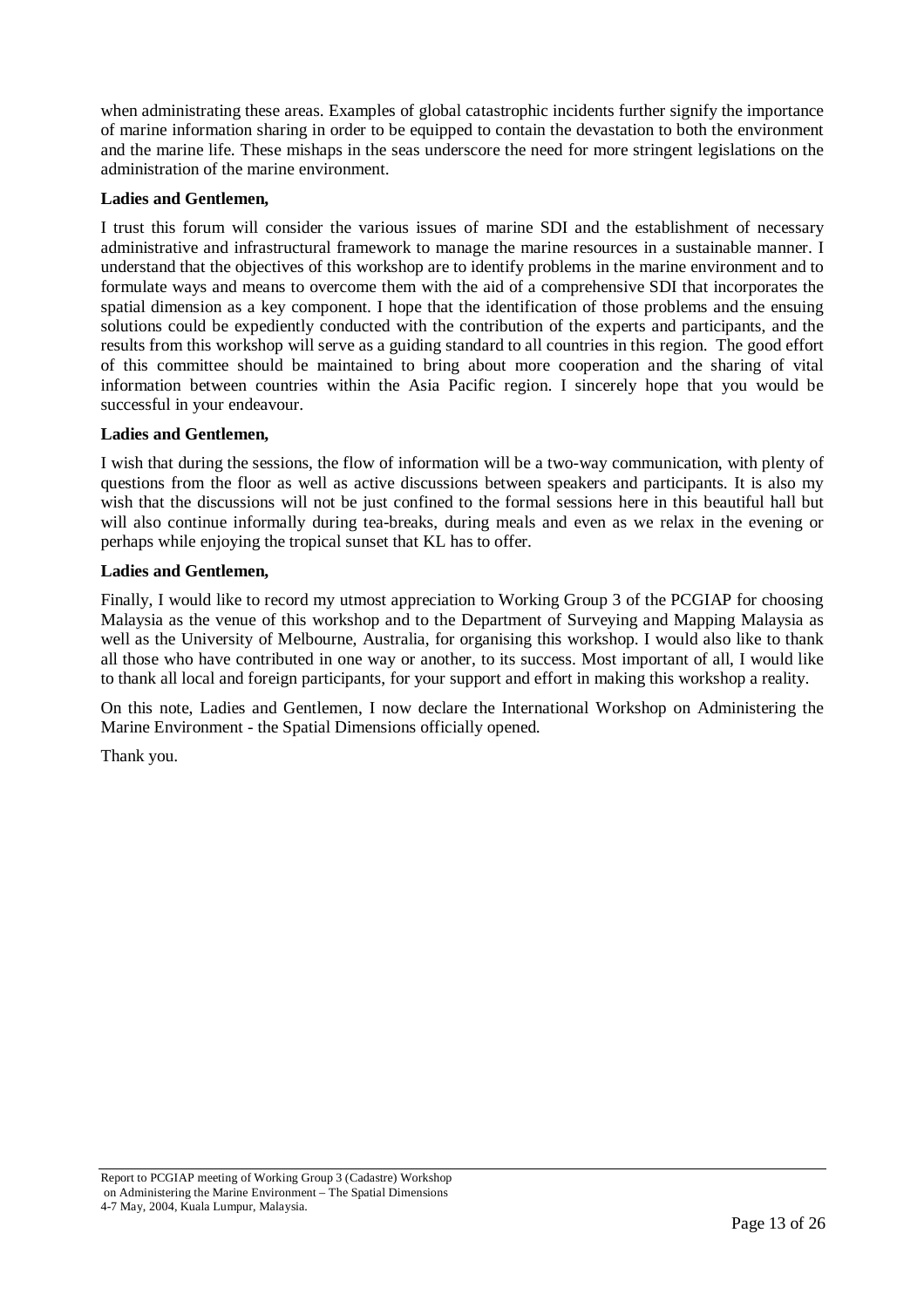when administrating these areas. Examples of global catastrophic incidents further signify the importance of marine information sharing in order to be equipped to contain the devastation to both the environment and the marine life. These mishaps in the seas underscore the need for more stringent legislations on the administration of the marine environment.

**Ladies and Gentlemen,**

I trust this forum will consider the various issues of marine SDI and the establishment of necessary administrative and infrastructural framework to manage the marine resources in a sustainable manner. I understand that the objectives of this workshop are to identify problems in the marine environment and to formulate ways and means to overcome them with the aid of a comprehensive SDI that incorporates the spatial dimension as a key component. I hope that the identification of those problems and the ensuing solutions could be expediently conducted with the contribution of the experts and participants, and the results from this workshop will serve as a guiding standard to all countries in this region. The good effort of this committee should be maintained to bring about more cooperation and the sharing of vital information between countries within the Asia Pacific region. I sincerely hope that you would be successful in your endeavour.

**Ladies and Gentlemen,**

I wish that during the sessions, the flow of information will be a two-way communication, with plenty of questions from the floor as well as active discussions between speakers and participants. It is also my wish that the discussions will not be just confined to the formal sessions here in this beautiful hall but will also continue informally during tea-breaks, during meals and even as we relax in the evening or perhaps while enjoying the tropical sunset that KL has to offer.

**Ladies and Gentlemen,**

Finally, I would like to record my utmost appreciation to Working Group 3 of the PCGIAP for choosing Malaysia as the venue of this workshop and to the Department of Surveying and Mapping Malaysia as well as the University of Melbourne, Australia, for organising this workshop. I would also like to thank all those who have contributed in one way or another, to its success. Most important of all, I would like to thank all local and foreign participants, for your support and effort in making this workshop a reality.

On this note, Ladies and Gentlemen, I now declare the International Workshop on Administering the Marine Environment - the Spatial Dimensions officially opened.

Thank you.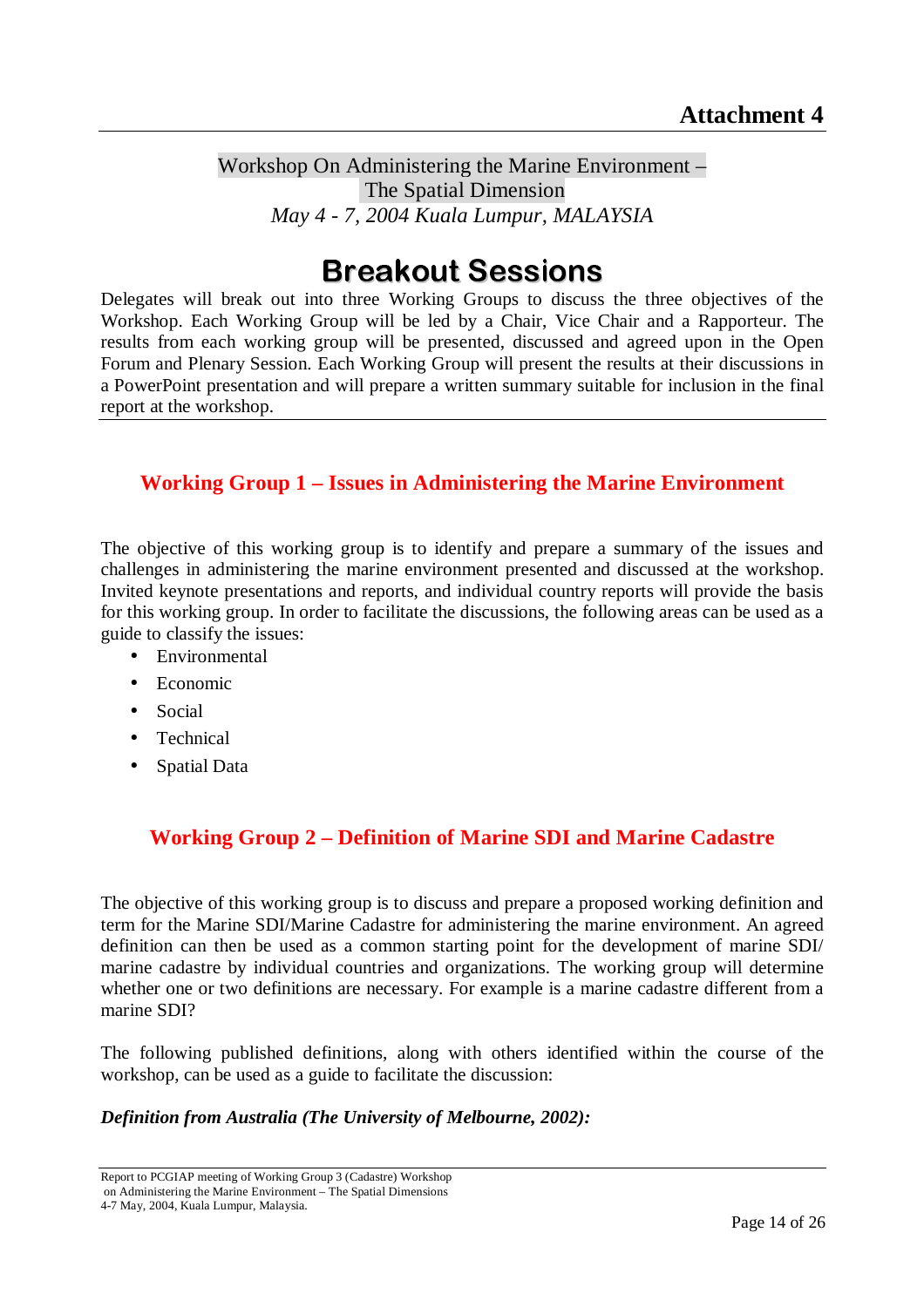# Attachment 4

Workshop On Administering the Marine Environment – The Spatial Dimension

*May 4 - 7, 2004 Kuala Lumpur, MALAYSIA*

## Breakout Sessions

Delegates will break out into three Working Groups to discuss the three objectives of the Workshop. Each Working Group will be led by a Chair, Vice Chair and a Rapporteur. The results from each working group will be presented, discussed and agreed upon in the Open Forum and Plenary Session. Each Working Group will present the results at their discussions in a PowerPoint presentation and will prepare a written summary suitable for inclusion in the final report at the workshop.

### Working Group 1 – Issues in Administering the Marine Environment

The objective of this working group is to identify and prepare a summary of the issues and challenges in administering the marine environment presented and discussed at the workshop. Invited keynote presentations and reports, and individual country reports will provide the basis for this working group. In order to facilitate the discussions, the following areas can be used as a guide to classify the issues:

- Environmental
- Economic
- Social
- Technical
- Spatial Data

### Working Group 2 – Definition of Marine SDI and Marine Cadastre

The objective of this working group is to discuss and prepare a proposed working definition and term for the Marine SDI/Marine Cadastre for administering the marine environment. An agreed definition can then be used as a common starting point for the development of marine SDI/ marine cadastre by individual countries and organizations. The working group will determine whether one or two definitions are necessary. For example is a marine cadastre different from a marine SDI?

The following published definitions, along with others identified within the course of the workshop, can be used as a guide to facilitate the discussion:

***Definition from Australia (The University of Melbourne, 2002):***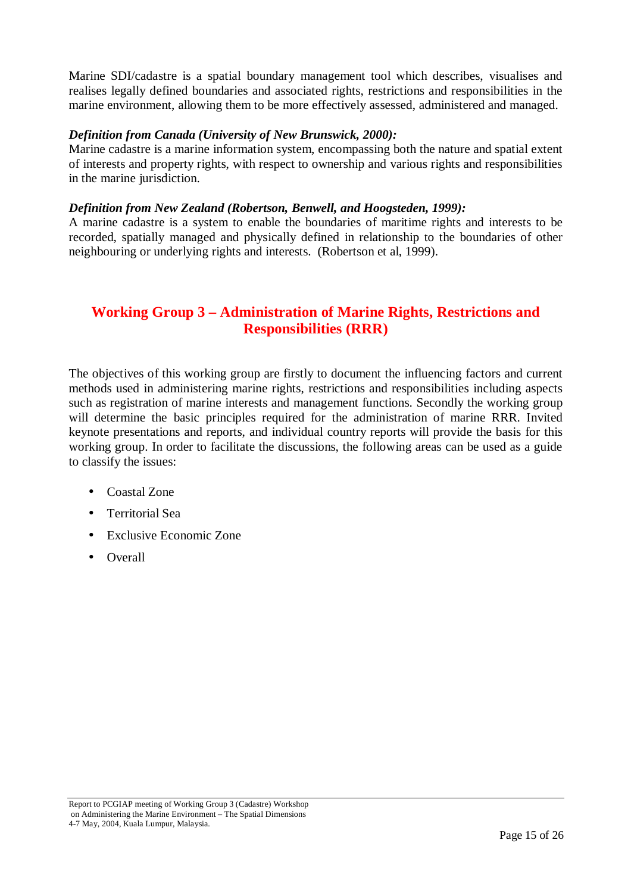Marine SDI/cadastre is a spatial boundary management tool which describes, visualises and realises legally defined boundaries and associated rights, restrictions and responsibilities in the marine environment, allowing them to be more effectively assessed, administered and managed.

***Definition from Canada (University of New Brunswick, 2000):***
Marine cadastre is a marine information system, encompassing both the nature and spatial extent of interests and property rights, with respect to ownership and various rights and responsibilities in the marine jurisdiction.

***Definition from New Zealand (Robertson, Benwell, and Hoogsteden, 1999):***
A marine cadastre is a system to enable the boundaries of maritime rights and interests to be recorded, spatially managed and physically defined in relationship to the boundaries of other neighbouring or underlying rights and interests. (Robertson et al, 1999).

## Working Group 3 – Administration of Marine Rights, Restrictions and Responsibilities (RRR)

The objectives of this working group are firstly to document the influencing factors and current methods used in administering marine rights, restrictions and responsibilities including aspects such as registration of marine interests and management functions. Secondly the working group will determine the basic principles required for the administration of marine RRR. Invited keynote presentations and reports, and individual country reports will provide the basis for this working group. In order to facilitate the discussions, the following areas can be used as a guide to classify the issues:

- Coastal Zone
- Territorial Sea
- Exclusive Economic Zone
- Overall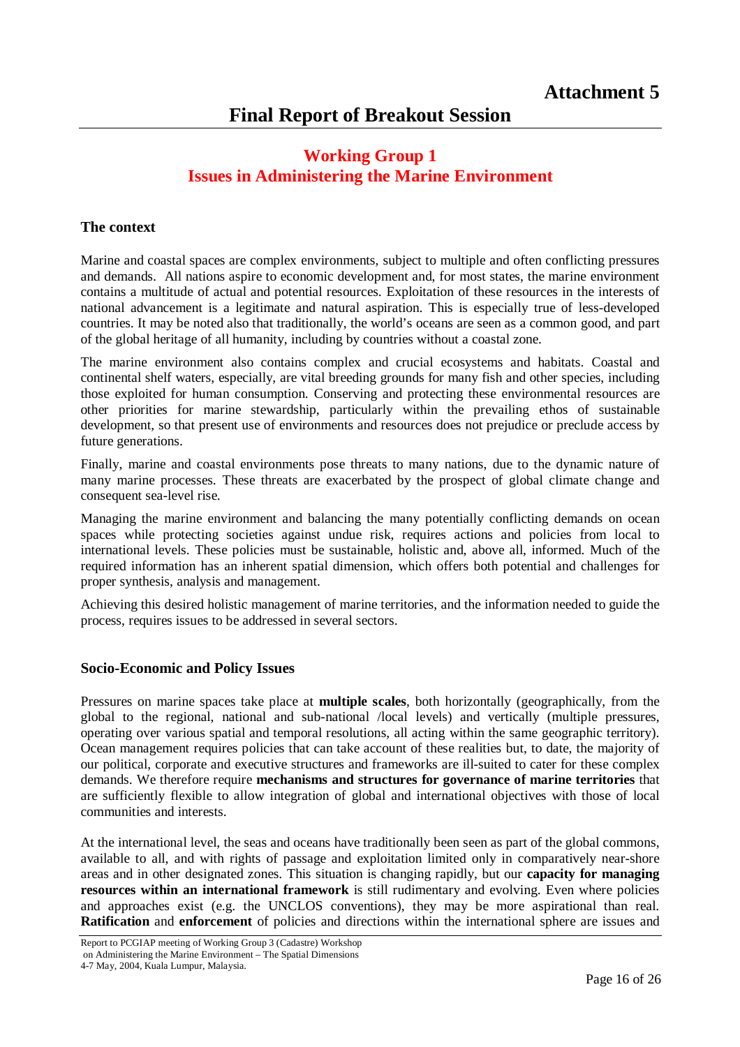# Attachment 5

# Final Report of Breakout Session

## Working Group 1
## Issues in Administering the Marine Environment

### The context

Marine and coastal spaces are complex environments, subject to multiple and often conflicting pressures and demands. All nations aspire to economic development and, for most states, the marine environment contains a multitude of actual and potential resources. Exploitation of these resources in the interests of national advancement is a legitimate and natural aspiration. This is especially true of less-developed countries. It may be noted also that traditionally, the world's oceans are seen as a common good, and part of the global heritage of all humanity, including by countries without a coastal zone.

The marine environment also contains complex and crucial ecosystems and habitats. Coastal and continental shelf waters, especially, are vital breeding grounds for many fish and other species, including those exploited for human consumption. Conserving and protecting these environmental resources are other priorities for marine stewardship, particularly within the prevailing ethos of sustainable development, so that present use of environments and resources does not prejudice or preclude access by future generations.

Finally, marine and coastal environments pose threats to many nations, due to the dynamic nature of many marine processes. These threats are exacerbated by the prospect of global climate change and consequent sea-level rise.

Managing the marine environment and balancing the many potentially conflicting demands on ocean spaces while protecting societies against undue risk, requires actions and policies from local to international levels. These policies must be sustainable, holistic and, above all, informed. Much of the required information has an inherent spatial dimension, which offers both potential and challenges for proper synthesis, analysis and management.

Achieving this desired holistic management of marine territories, and the information needed to guide the process, requires issues to be addressed in several sectors.

### Socio-Economic and Policy Issues

Pressures on marine spaces take place at **multiple scales**, both horizontally (geographically, from the global to the regional, national and sub-national /local levels) and vertically (multiple pressures, operating over various spatial and temporal resolutions, all acting within the same geographic territory). Ocean management requires policies that can take account of these realities but, to date, the majority of our political, corporate and executive structures and frameworks are ill-suited to cater for these complex demands. We therefore require **mechanisms and structures for governance of marine territories** that are sufficiently flexible to allow integration of global and international objectives with those of local communities and interests.

At the international level, the seas and oceans have traditionally been seen as part of the global commons, available to all, and with rights of passage and exploitation limited only in comparatively near-shore areas and in other designated zones. This situation is changing rapidly, but our **capacity for managing resources within an international framework** is still rudimentary and evolving. Even where policies and approaches exist (e.g. the UNCLOS conventions), they may be more aspirational than real. **Ratification** and **enforcement** of policies and directions within the international sphere are issues and

Report to PCGIAP meeting of Working Group 3 (Cadastre) Workshop
on Administering the Marine Environment – The Spatial Dimensions
4-7 May, 2004, Kuala Lumpur, Malaysia.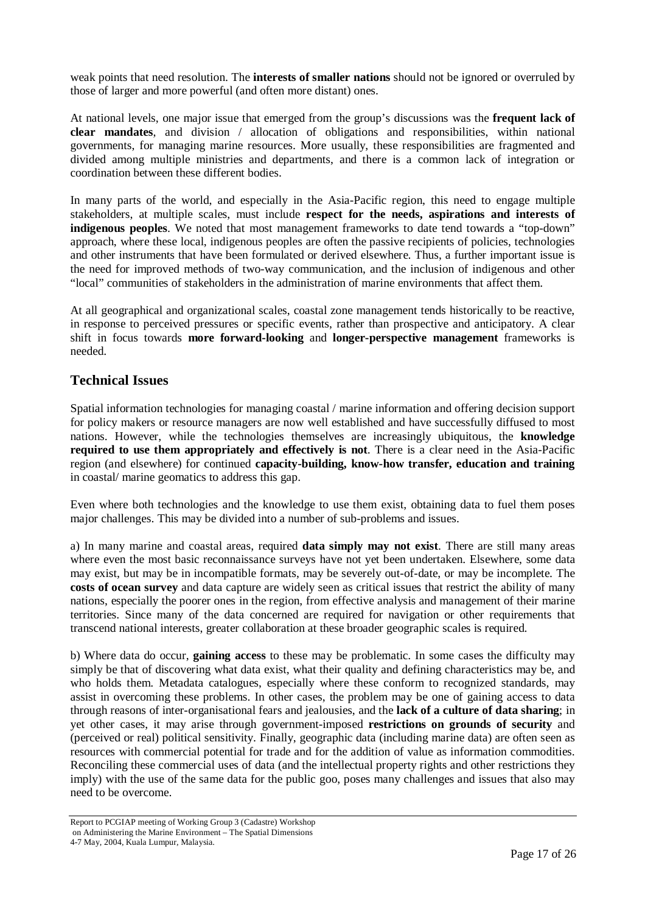weak points that need resolution. The **interests of smaller nations** should not be ignored or overruled by those of larger and more powerful (and often more distant) ones.

At national levels, one major issue that emerged from the group's discussions was the **frequent lack of clear mandates**, and division / allocation of obligations and responsibilities, within national governments, for managing marine resources. More usually, these responsibilities are fragmented and divided among multiple ministries and departments, and there is a common lack of integration or coordination between these different bodies.

In many parts of the world, and especially in the Asia-Pacific region, this need to engage multiple stakeholders, at multiple scales, must include **respect for the needs, aspirations and interests of indigenous peoples**. We noted that most management frameworks to date tend towards a "top-down" approach, where these local, indigenous peoples are often the passive recipients of policies, technologies and other instruments that have been formulated or derived elsewhere. Thus, a further important issue is the need for improved methods of two-way communication, and the inclusion of indigenous and other "local" communities of stakeholders in the administration of marine environments that affect them.

At all geographical and organizational scales, coastal zone management tends historically to be reactive, in response to perceived pressures or specific events, rather than prospective and anticipatory. A clear shift in focus towards **more forward-looking** and **longer-perspective management** frameworks is needed.

## Technical Issues

Spatial information technologies for managing coastal / marine information and offering decision support for policy makers or resource managers are now well established and have successfully diffused to most nations. However, while the technologies themselves are increasingly ubiquitous, the **knowledge required to use them appropriately and effectively is not**. There is a clear need in the Asia-Pacific region (and elsewhere) for continued **capacity-building, know-how transfer, education and training** in coastal/ marine geomatics to address this gap.

Even where both technologies and the knowledge to use them exist, obtaining data to fuel them poses major challenges. This may be divided into a number of sub-problems and issues.

a) In many marine and coastal areas, required **data simply may not exist**. There are still many areas where even the most basic reconnaissance surveys have not yet been undertaken. Elsewhere, some data may exist, but may be in incompatible formats, may be severely out-of-date, or may be incomplete. The **costs of ocean survey** and data capture are widely seen as critical issues that restrict the ability of many nations, especially the poorer ones in the region, from effective analysis and management of their marine territories. Since many of the data concerned are required for navigation or other requirements that transcend national interests, greater collaboration at these broader geographic scales is required.

b) Where data do occur, **gaining access** to these may be problematic. In some cases the difficulty may simply be that of discovering what data exist, what their quality and defining characteristics may be, and who holds them. Metadata catalogues, especially where these conform to recognized standards, may assist in overcoming these problems. In other cases, the problem may be one of gaining access to data through reasons of inter-organisational fears and jealousies, and the **lack of a culture of data sharing**; in yet other cases, it may arise through government-imposed **restrictions on grounds of security** and (perceived or real) political sensitivity. Finally, geographic data (including marine data) are often seen as resources with commercial potential for trade and for the addition of value as information commodities. Reconciling these commercial uses of data (and the intellectual property rights and other restrictions they imply) with the use of the same data for the public goo, poses many challenges and issues that also may need to be overcome.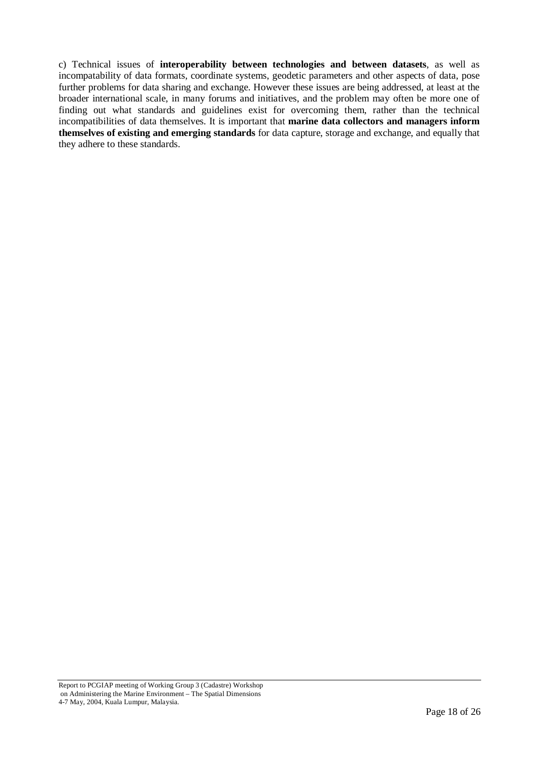c) Technical issues of **interoperability between technologies and between datasets**, as well as incompatability of data formats, coordinate systems, geodetic parameters and other aspects of data, pose further problems for data sharing and exchange. However these issues are being addressed, at least at the broader international scale, in many forums and initiatives, and the problem may often be more one of finding out what standards and guidelines exist for overcoming them, rather than the technical incompatibilities of data themselves. It is important that **marine data collectors and managers inform themselves of existing and emerging standards** for data capture, storage and exchange, and equally that they adhere to these standards.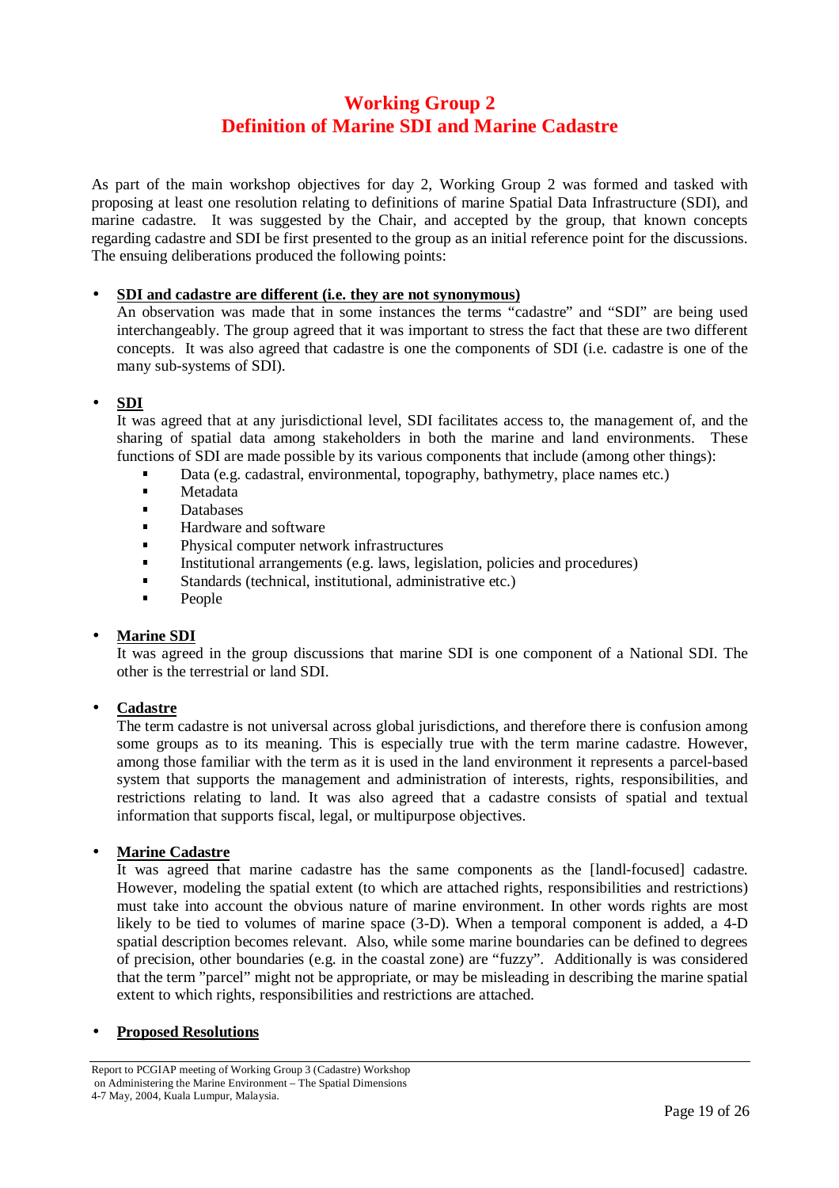# Working Group 2
# Definition of Marine SDI and Marine Cadastre

As part of the main workshop objectives for day 2, Working Group 2 was formed and tasked with proposing at least one resolution relating to definitions of marine Spatial Data Infrastructure (SDI), and marine cadastre. It was suggested by the Chair, and accepted by the group, that known concepts regarding cadastre and SDI be first presented to the group as an initial reference point for the discussions. The ensuing deliberations produced the following points:

- **<u>SDI and cadastre are different (i.e. they are not synonymous)</u>**
  An observation was made that in some instances the terms "cadastre" and "SDI" are being used interchangeably. The group agreed that it was important to stress the fact that these are two different concepts. It was also agreed that cadastre is one the components of SDI (i.e. cadastre is one of the many sub-systems of SDI).

- **<u>SDI</u>**
  It was agreed that at any jurisdictional level, SDI facilitates access to, the management of, and the sharing of spatial data among stakeholders in both the marine and land environments. These functions of SDI are made possible by its various components that include (among other things):
  - Data (e.g. cadastral, environmental, topography, bathymetry, place names etc.)
  - Metadata
  - Databases
  - Hardware and software
  - Physical computer network infrastructures
  - Institutional arrangements (e.g. laws, legislation, policies and procedures)
  - Standards (technical, institutional, administrative etc.)
  - People

- **<u>Marine SDI</u>**
  It was agreed in the group discussions that marine SDI is one component of a National SDI. The other is the terrestrial or land SDI.

- **<u>Cadastre</u>**
  The term cadastre is not universal across global jurisdictions, and therefore there is confusion among some groups as to its meaning. This is especially true with the term marine cadastre. However, among those familiar with the term as it is used in the land environment it represents a parcel-based system that supports the management and administration of interests, rights, responsibilities, and restrictions relating to land. It was also agreed that a cadastre consists of spatial and textual information that supports fiscal, legal, or multipurpose objectives.

- **<u>Marine Cadastre</u>**
  It was agreed that marine cadastre has the same components as the [landl-focused] cadastre. However, modeling the spatial extent (to which are attached rights, responsibilities and restrictions) must take into account the obvious nature of marine environment. In other words rights are most likely to be tied to volumes of marine space (3-D). When a temporal component is added, a 4-D spatial description becomes relevant. Also, while some marine boundaries can be defined to degrees of precision, other boundaries (e.g. in the coastal zone) are "fuzzy". Additionally is was considered that the term "parcel" might not be appropriate, or may be misleading in describing the marine spatial extent to which rights, responsibilities and restrictions are attached.

- **<u>Proposed Resolutions</u>**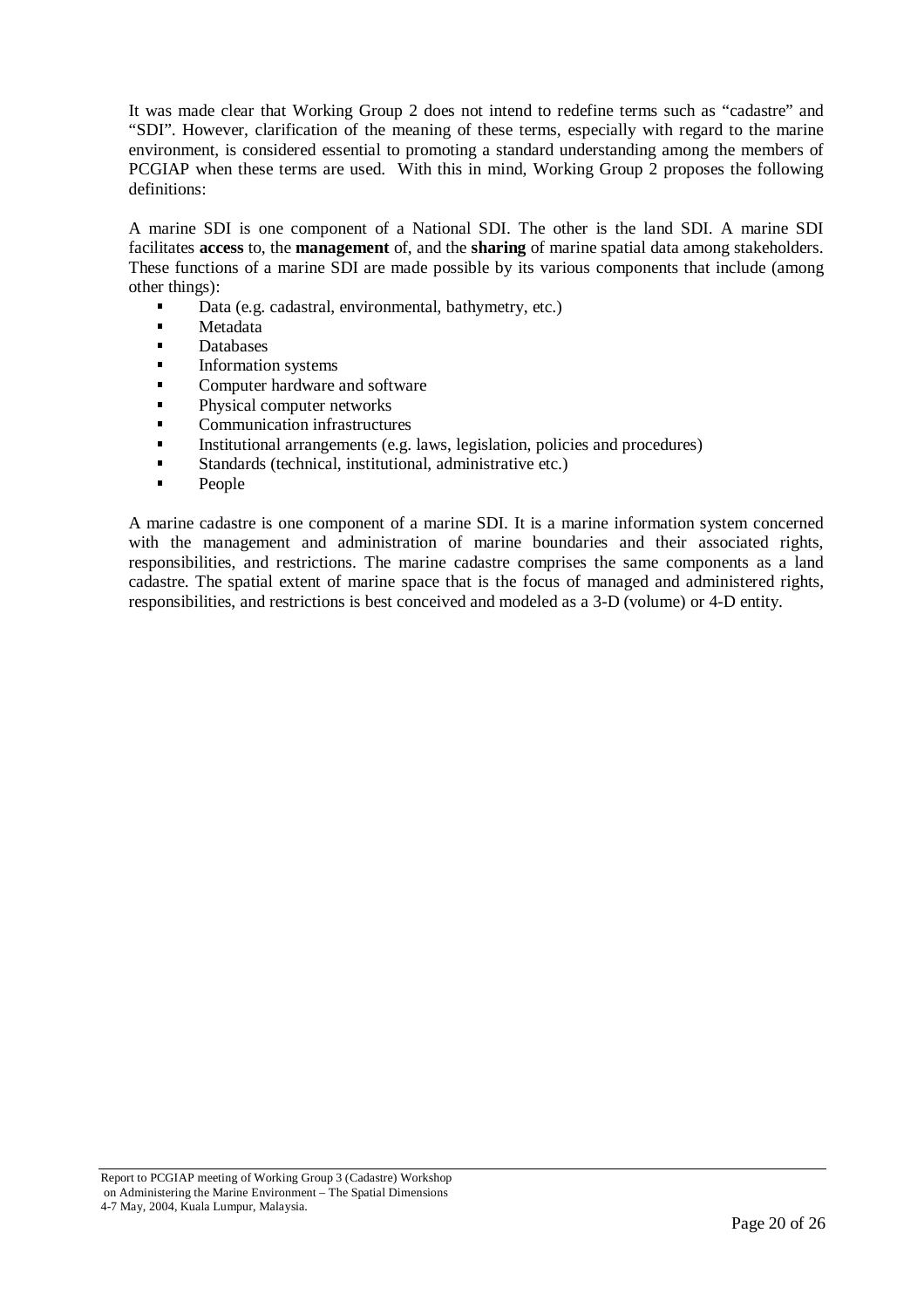It was made clear that Working Group 2 does not intend to redefine terms such as "cadastre" and "SDI". However, clarification of the meaning of these terms, especially with regard to the marine environment, is considered essential to promoting a standard understanding among the members of PCGIAP when these terms are used. With this in mind, Working Group 2 proposes the following definitions:

A marine SDI is one component of a National SDI. The other is the land SDI. A marine SDI facilitates **access** to, the **management** of, and the **sharing** of marine spatial data among stakeholders. These functions of a marine SDI are made possible by its various components that include (among other things):

- Data (e.g. cadastral, environmental, bathymetry, etc.)
- Metadata
- Databases
- Information systems
- Computer hardware and software
- Physical computer networks
- Communication infrastructures
- Institutional arrangements (e.g. laws, legislation, policies and procedures)
- Standards (technical, institutional, administrative etc.)
- People

A marine cadastre is one component of a marine SDI. It is a marine information system concerned with the management and administration of marine boundaries and their associated rights, responsibilities, and restrictions. The marine cadastre comprises the same components as a land cadastre. The spatial extent of marine space that is the focus of managed and administered rights, responsibilities, and restrictions is best conceived and modeled as a 3-D (volume) or 4-D entity.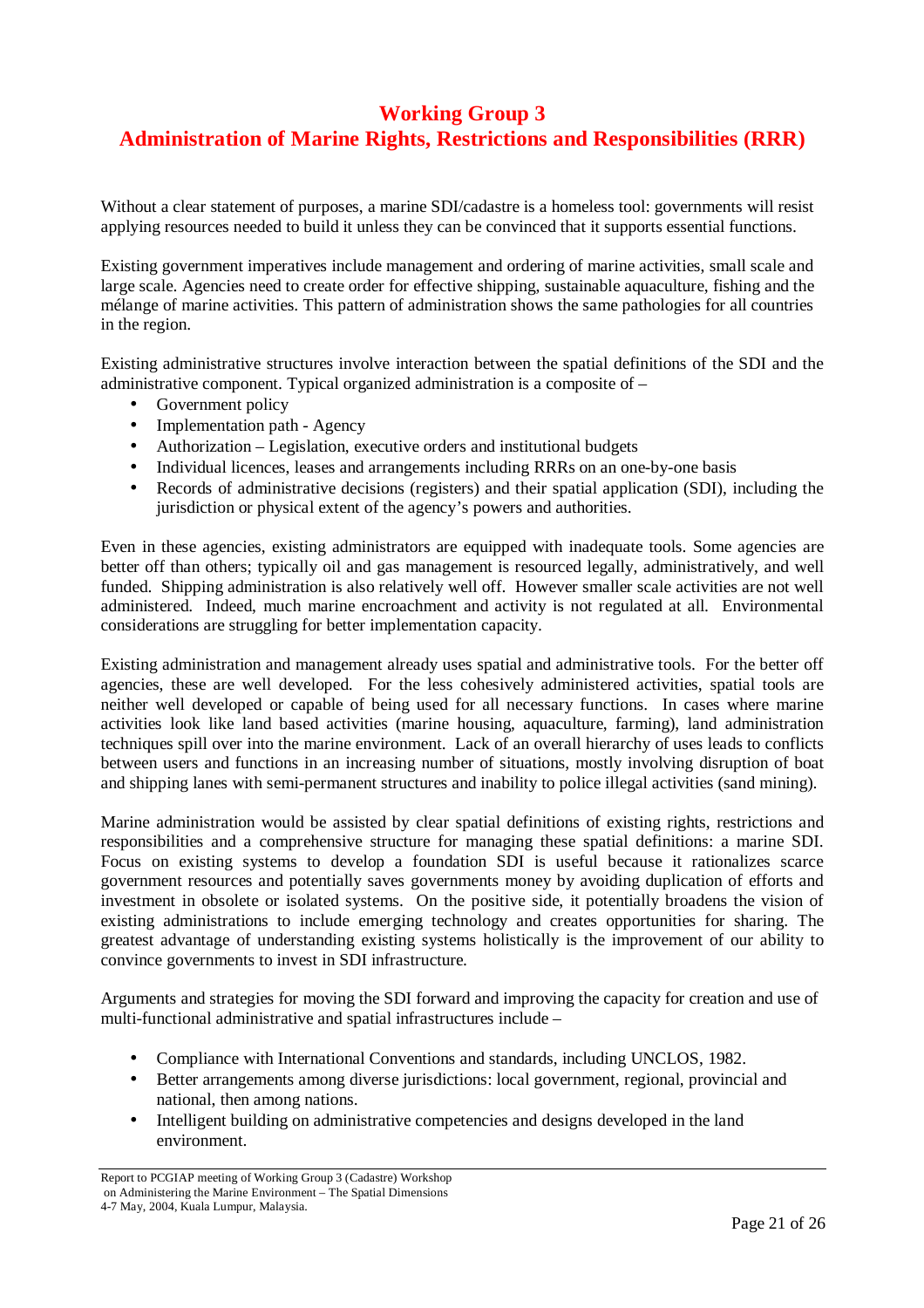# Working Group 3
# Administration of Marine Rights, Restrictions and Responsibilities (RRR)

Without a clear statement of purposes, a marine SDI/cadastre is a homeless tool: governments will resist applying resources needed to build it unless they can be convinced that it supports essential functions.

Existing government imperatives include management and ordering of marine activities, small scale and large scale. Agencies need to create order for effective shipping, sustainable aquaculture, fishing and the mélange of marine activities. This pattern of administration shows the same pathologies for all countries in the region.

Existing administrative structures involve interaction between the spatial definitions of the SDI and the administrative component. Typical organized administration is a composite of –

- Government policy
- Implementation path - Agency
- Authorization – Legislation, executive orders and institutional budgets
- Individual licences, leases and arrangements including RRRs on an one-by-one basis
- Records of administrative decisions (registers) and their spatial application (SDI), including the jurisdiction or physical extent of the agency's powers and authorities.

Even in these agencies, existing administrators are equipped with inadequate tools. Some agencies are better off than others; typically oil and gas management is resourced legally, administratively, and well funded. Shipping administration is also relatively well off. However smaller scale activities are not well administered. Indeed, much marine encroachment and activity is not regulated at all. Environmental considerations are struggling for better implementation capacity.

Existing administration and management already uses spatial and administrative tools. For the better off agencies, these are well developed. For the less cohesively administered activities, spatial tools are neither well developed or capable of being used for all necessary functions. In cases where marine activities look like land based activities (marine housing, aquaculture, farming), land administration techniques spill over into the marine environment. Lack of an overall hierarchy of uses leads to conflicts between users and functions in an increasing number of situations, mostly involving disruption of boat and shipping lanes with semi-permanent structures and inability to police illegal activities (sand mining).

Marine administration would be assisted by clear spatial definitions of existing rights, restrictions and responsibilities and a comprehensive structure for managing these spatial definitions: a marine SDI. Focus on existing systems to develop a foundation SDI is useful because it rationalizes scarce government resources and potentially saves governments money by avoiding duplication of efforts and investment in obsolete or isolated systems. On the positive side, it potentially broadens the vision of existing administrations to include emerging technology and creates opportunities for sharing. The greatest advantage of understanding existing systems holistically is the improvement of our ability to convince governments to invest in SDI infrastructure.

Arguments and strategies for moving the SDI forward and improving the capacity for creation and use of multi-functional administrative and spatial infrastructures include –

- Compliance with International Conventions and standards, including UNCLOS, 1982.
- Better arrangements among diverse jurisdictions: local government, regional, provincial and national, then among nations.
- Intelligent building on administrative competencies and designs developed in the land environment.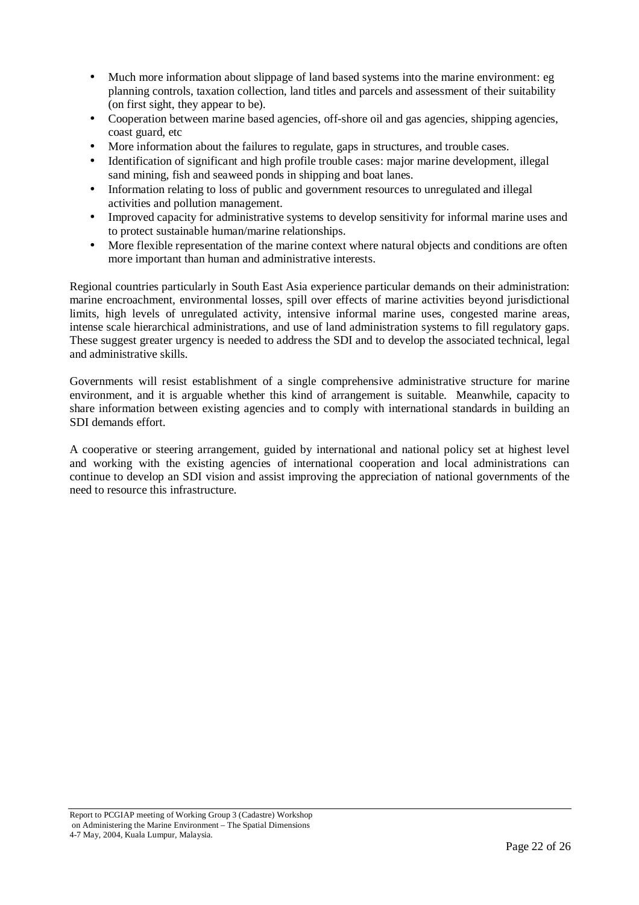- Much more information about slippage of land based systems into the marine environment: eg planning controls, taxation collection, land titles and parcels and assessment of their suitability (on first sight, they appear to be).
- Cooperation between marine based agencies, off-shore oil and gas agencies, shipping agencies, coast guard, etc
- More information about the failures to regulate, gaps in structures, and trouble cases.
- Identification of significant and high profile trouble cases: major marine development, illegal sand mining, fish and seaweed ponds in shipping and boat lanes.
- Information relating to loss of public and government resources to unregulated and illegal activities and pollution management.
- Improved capacity for administrative systems to develop sensitivity for informal marine uses and to protect sustainable human/marine relationships.
- More flexible representation of the marine context where natural objects and conditions are often more important than human and administrative interests.

Regional countries particularly in South East Asia experience particular demands on their administration: marine encroachment, environmental losses, spill over effects of marine activities beyond jurisdictional limits, high levels of unregulated activity, intensive informal marine uses, congested marine areas, intense scale hierarchical administrations, and use of land administration systems to fill regulatory gaps. These suggest greater urgency is needed to address the SDI and to develop the associated technical, legal and administrative skills.

Governments will resist establishment of a single comprehensive administrative structure for marine environment, and it is arguable whether this kind of arrangement is suitable. Meanwhile, capacity to share information between existing agencies and to comply with international standards in building an SDI demands effort.

A cooperative or steering arrangement, guided by international and national policy set at highest level and working with the existing agencies of international cooperation and local administrations can continue to develop an SDI vision and assist improving the appreciation of national governments of the need to resource this infrastructure.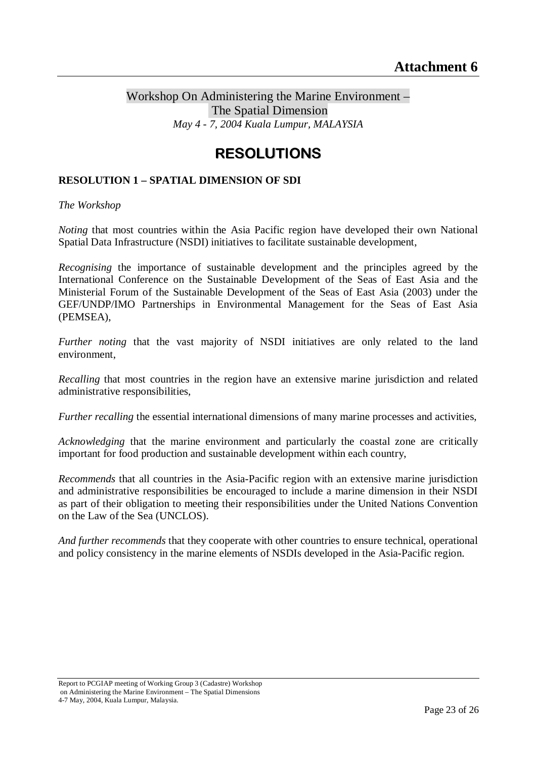# Attachment 6

Workshop On Administering the Marine Environment – The Spatial Dimension

*May 4 - 7, 2004 Kuala Lumpur, MALAYSIA*

## RESOLUTIONS

**RESOLUTION 1 – SPATIAL DIMENSION OF SDI**

*The Workshop*

*Noting* that most countries within the Asia Pacific region have developed their own National Spatial Data Infrastructure (NSDI) initiatives to facilitate sustainable development,

*Recognising* the importance of sustainable development and the principles agreed by the International Conference on the Sustainable Development of the Seas of East Asia and the Ministerial Forum of the Sustainable Development of the Seas of East Asia (2003) under the GEF/UNDP/IMO Partnerships in Environmental Management for the Seas of East Asia (PEMSEA),

*Further noting* that the vast majority of NSDI initiatives are only related to the land environment,

*Recalling* that most countries in the region have an extensive marine jurisdiction and related administrative responsibilities,

*Further recalling* the essential international dimensions of many marine processes and activities,

*Acknowledging* that the marine environment and particularly the coastal zone are critically important for food production and sustainable development within each country,

*Recommends* that all countries in the Asia-Pacific region with an extensive marine jurisdiction and administrative responsibilities be encouraged to include a marine dimension in their NSDI as part of their obligation to meeting their responsibilities under the United Nations Convention on the Law of the Sea (UNCLOS).

*And further recommends* that they cooperate with other countries to ensure technical, operational and policy consistency in the marine elements of NSDIs developed in the Asia-Pacific region.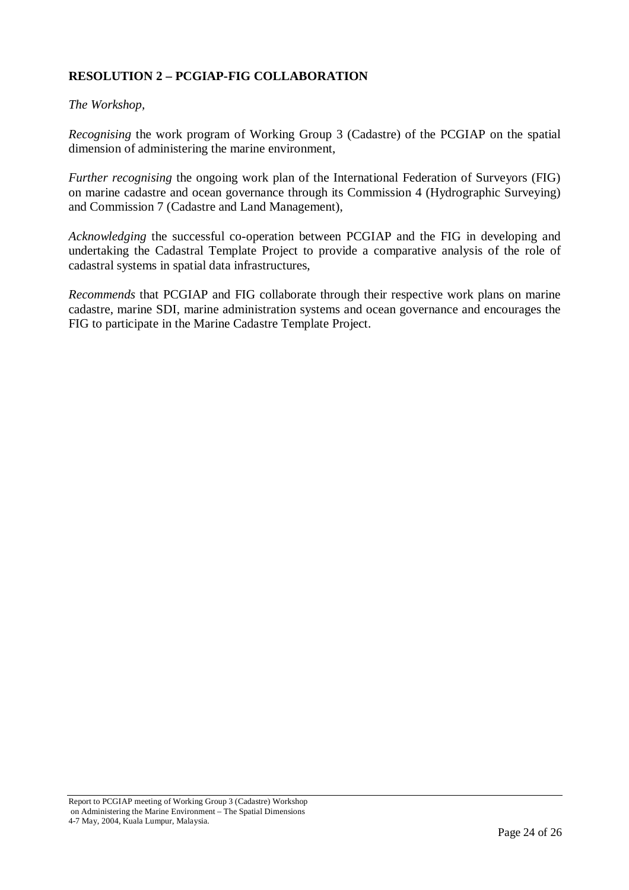**RESOLUTION 2 – PCGIAP-FIG COLLABORATION**

*The Workshop,*

*Recognising* the work program of Working Group 3 (Cadastre) of the PCGIAP on the spatial dimension of administering the marine environment,

*Further recognising* the ongoing work plan of the International Federation of Surveyors (FIG) on marine cadastre and ocean governance through its Commission 4 (Hydrographic Surveying) and Commission 7 (Cadastre and Land Management),

*Acknowledging* the successful co-operation between PCGIAP and the FIG in developing and undertaking the Cadastral Template Project to provide a comparative analysis of the role of cadastral systems in spatial data infrastructures,

*Recommends* that PCGIAP and FIG collaborate through their respective work plans on marine cadastre, marine SDI, marine administration systems and ocean governance and encourages the FIG to participate in the Marine Cadastre Template Project.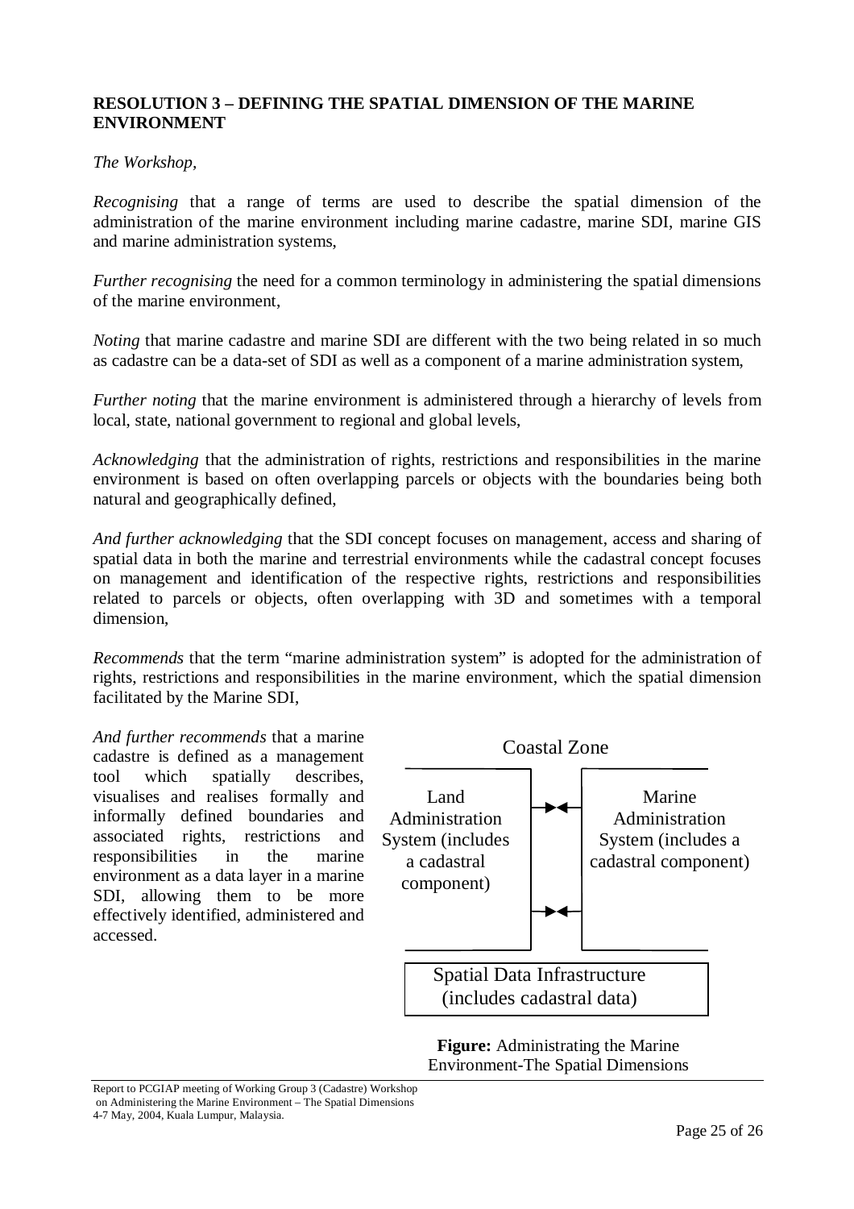**RESOLUTION 3 – DEFINING THE SPATIAL DIMENSION OF THE MARINE ENVIRONMENT**

*The Workshop,*

*Recognising* that a range of terms are used to describe the spatial dimension of the administration of the marine environment including marine cadastre, marine SDI, marine GIS and marine administration systems,

*Further recognising* the need for a common terminology in administering the spatial dimensions of the marine environment,

*Noting* that marine cadastre and marine SDI are different with the two being related in so much as cadastre can be a data-set of SDI as well as a component of a marine administration system,

*Further noting* that the marine environment is administered through a hierarchy of levels from local, state, national government to regional and global levels,

*Acknowledging* that the administration of rights, restrictions and responsibilities in the marine environment is based on often overlapping parcels or objects with the boundaries being both natural and geographically defined,

*And further acknowledging* that the SDI concept focuses on management, access and sharing of spatial data in both the marine and terrestrial environments while the cadastral concept focuses on management and identification of the respective rights, restrictions and responsibilities related to parcels or objects, often overlapping with 3D and sometimes with a temporal dimension,

*Recommends* that the term "marine administration system" is adopted for the administration of rights, restrictions and responsibilities in the marine environment, which the spatial dimension facilitated by the Marine SDI,

*And further recommends* that a marine cadastre is defined as a management tool which spatially describes, visualises and realises formally and informally defined boundaries and associated rights, restrictions and responsibilities in the marine environment as a data layer in a marine SDI, allowing them to be more effectively identified, administered and accessed.

Coastal Zone

Land Administration System (includes a cadastral component)

Marine Administration System (includes a cadastral component)

Spatial Data Infrastructure (includes cadastral data)

**Figure:** Administrating the Marine Environment-The Spatial Dimensions

Report to PCGIAP meeting of Working Group 3 (Cadastre) Workshop on Administering the Marine Environment – The Spatial Dimensions 4-7 May, 2004, Kuala Lumpur, Malaysia.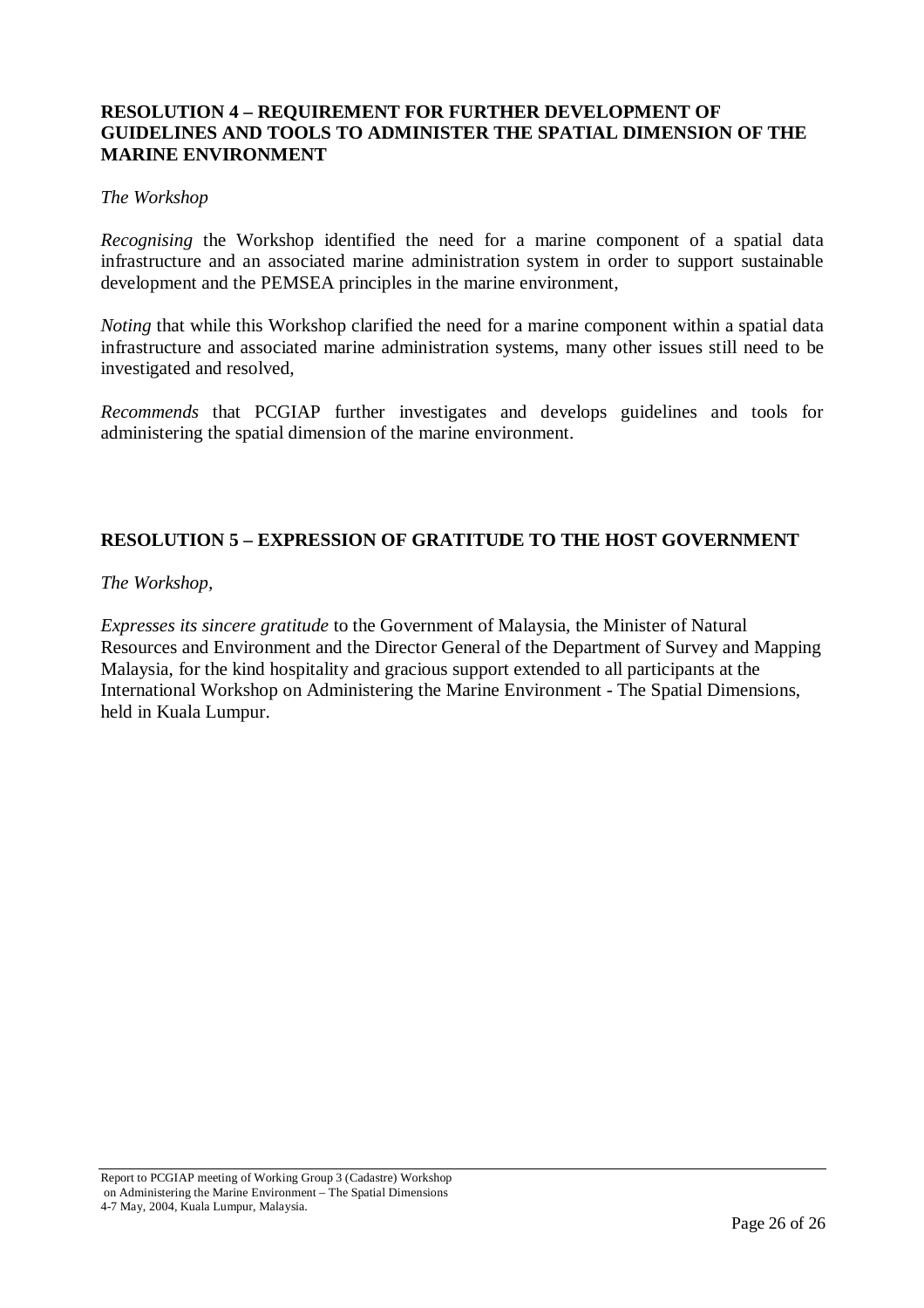**RESOLUTION 4 – REQUIREMENT FOR FURTHER DEVELOPMENT OF GUIDELINES AND TOOLS TO ADMINISTER THE SPATIAL DIMENSION OF THE MARINE ENVIRONMENT**

*The Workshop*

*Recognising* the Workshop identified the need for a marine component of a spatial data infrastructure and an associated marine administration system in order to support sustainable development and the PEMSEA principles in the marine environment,

*Noting* that while this Workshop clarified the need for a marine component within a spatial data infrastructure and associated marine administration systems, many other issues still need to be investigated and resolved,

*Recommends* that PCGIAP further investigates and develops guidelines and tools for administering the spatial dimension of the marine environment.

**RESOLUTION 5 – EXPRESSION OF GRATITUDE TO THE HOST GOVERNMENT**

*The Workshop,*

*Expresses its sincere gratitude* to the Government of Malaysia, the Minister of Natural Resources and Environment and the Director General of the Department of Survey and Mapping Malaysia, for the kind hospitality and gracious support extended to all participants at the International Workshop on Administering the Marine Environment - The Spatial Dimensions, held in Kuala Lumpur.